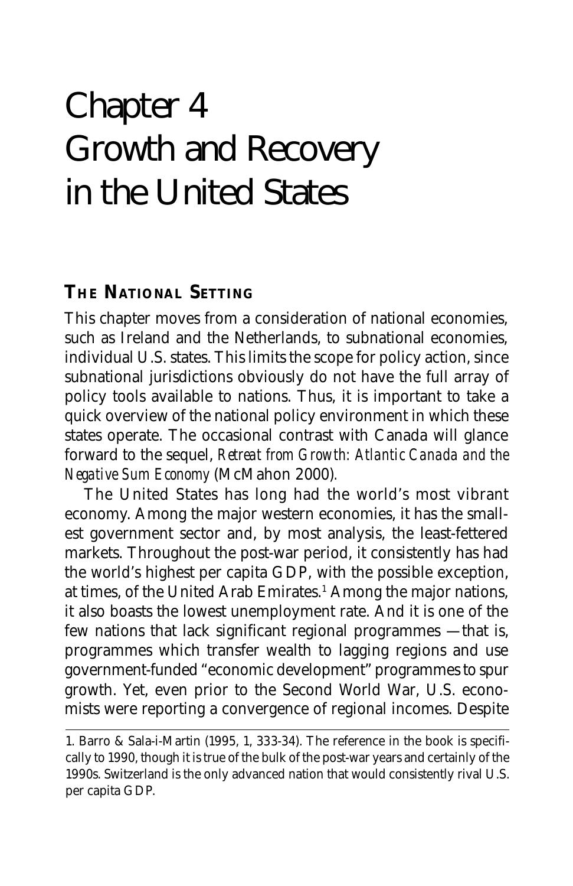# Chapter 4
# Growth and Recovery in the United States

## THE NATIONAL SETTING

This chapter moves from a consideration of national economies, such as Ireland and the Netherlands, to subnational economies, individual U.S. states. This limits the scope for policy action, since subnational jurisdictions obviously do not have the full array of policy tools available to nations. Thus, it is important to take a quick overview of the national policy environment in which these states operate. The occasional contrast with Canada will glance forward to the sequel, *Retreat from Growth: Atlantic Canada and the Negative Sum Economy* (McMahon 2000).

The United States has long had the world's most vibrant economy. Among the major western economies, it has the smallest government sector and, by most analysis, the least-fettered markets. Throughout the post-war period, it consistently has had the world's highest per capita GDP, with the possible exception, at times, of the United Arab Emirates.[1] Among the major nations, it also boasts the lowest unemployment rate. And it is one of the few nations that lack significant regional programmes — that is, programmes which transfer wealth to lagging regions and use government-funded "economic development" programmes to spur growth. Yet, even prior to the Second World War, U.S. economists were reporting a convergence of regional incomes. Despite

1. Barro & Sala-i-Martin (1995, 1, 333-34). The reference in the book is specifically to 1990, though it is true of the bulk of the post-war years and certainly of the 1990s. Switzerland is the only advanced nation that would consistently rival U.S. per capita GDP.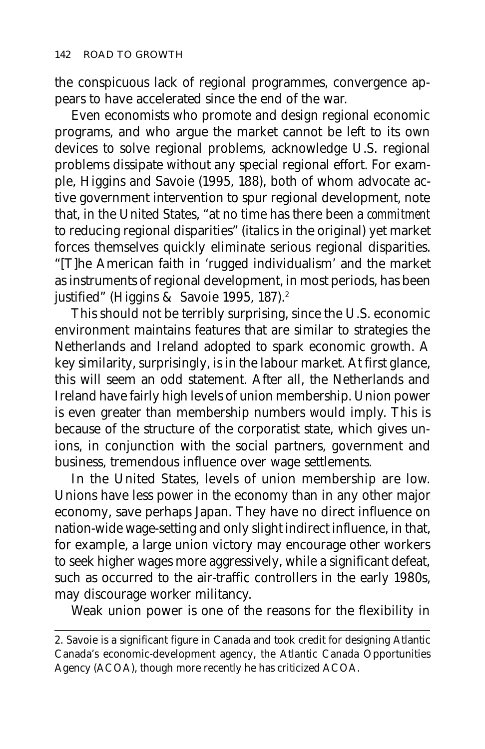the conspicuous lack of regional programmes, convergence appears to have accelerated since the end of the war.

Even economists who promote and design regional economic programs, and who argue the market cannot be left to its own devices to solve regional problems, acknowledge U.S. regional problems dissipate without any special regional effort. For example, Higgins and Savoie (1995, 188), both of whom advocate active government intervention to spur regional development, note that, in the United States, "at no time has there been a *commitment* to reducing regional disparities" (italics in the original) yet market forces themselves quickly eliminate serious regional disparities. "[T]he American faith in 'rugged individualism' and the market as instruments of regional development, in most periods, has been justified" (Higgins & Savoie 1995, 187).[2]

This should not be terribly surprising, since the U.S. economic environment maintains features that are similar to strategies the Netherlands and Ireland adopted to spark economic growth. A key similarity, surprisingly, is in the labour market. At first glance, this will seem an odd statement. After all, the Netherlands and Ireland have fairly high levels of union membership. Union power is even greater than membership numbers would imply. This is because of the structure of the corporatist state, which gives unions, in conjunction with the social partners, government and business, tremendous influence over wage settlements.

In the United States, levels of union membership are low. Unions have less power in the economy than in any other major economy, save perhaps Japan. They have no direct influence on nation-wide wage-setting and only slight indirect influence, in that, for example, a large union victory may encourage other workers to seek higher wages more aggressively, while a significant defeat, such as occurred to the air-traffic controllers in the early 1980s, may discourage worker militancy.

Weak union power is one of the reasons for the flexibility in

---

2. Savoie is a significant figure in Canada and took credit for designing Atlantic Canada's economic-development agency, the Atlantic Canada Opportunities Agency (ACOA), though more recently he has criticized ACOA.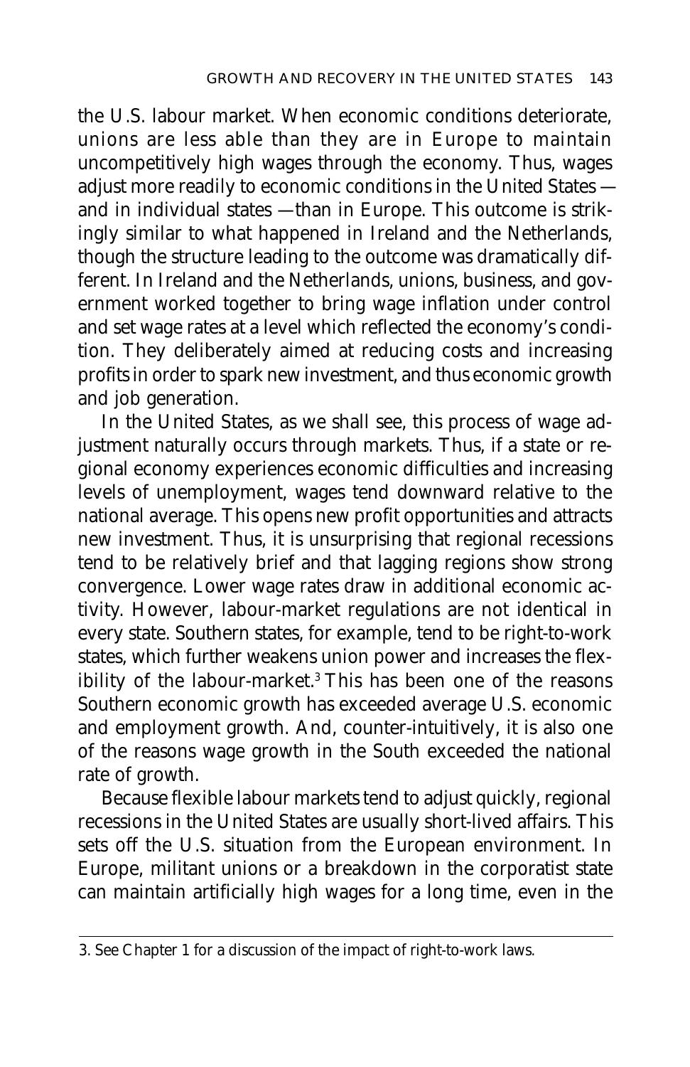the U.S. labour market. When economic conditions deteriorate, unions are less able than they are in Europe to maintain uncompetitively high wages through the economy. Thus, wages adjust more readily to economic conditions in the United States—and in individual states—than in Europe. This outcome is strikingly similar to what happened in Ireland and the Netherlands, though the structure leading to the outcome was dramatically different. In Ireland and the Netherlands, unions, business, and government worked together to bring wage inflation under control and set wage rates at a level which reflected the economy's condition. They deliberately aimed at reducing costs and increasing profits in order to spark new investment, and thus economic growth and job generation.

In the United States, as we shall see, this process of wage adjustment naturally occurs through markets. Thus, if a state or regional economy experiences economic difficulties and increasing levels of unemployment, wages tend downward relative to the national average. This opens new profit opportunities and attracts new investment. Thus, it is unsurprising that regional recessions tend to be relatively brief and that lagging regions show strong convergence. Lower wage rates draw in additional economic activity. However, labour-market regulations are not identical in every state. Southern states, for example, tend to be right-to-work states, which further weakens union power and increases the flexibility of the labour-market.[3] This has been one of the reasons Southern economic growth has exceeded average U.S. economic and employment growth. And, counter-intuitively, it is also one of the reasons wage growth in the South exceeded the national rate of growth.

Because flexible labour markets tend to adjust quickly, regional recessions in the United States are usually short-lived affairs. This sets off the U.S. situation from the European environment. In Europe, militant unions or a breakdown in the corporatist state can maintain artificially high wages for a long time, even in the

3. See Chapter 1 for a discussion of the impact of right-to-work laws.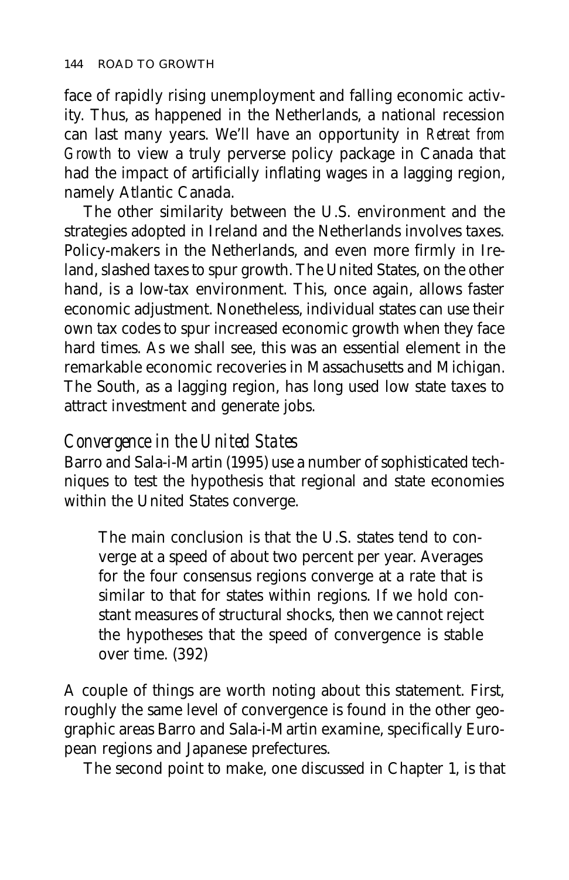face of rapidly rising unemployment and falling economic activity. Thus, as happened in the Netherlands, a national recession can last many years. We'll have an opportunity in *Retreat from Growth* to view a truly perverse policy package in Canada that had the impact of artificially inflating wages in a lagging region, namely Atlantic Canada.

The other similarity between the U.S. environment and the strategies adopted in Ireland and the Netherlands involves taxes. Policy-makers in the Netherlands, and even more firmly in Ireland, slashed taxes to spur growth. The United States, on the other hand, is a low-tax environment. This, once again, allows faster economic adjustment. Nonetheless, individual states can use their own tax codes to spur increased economic growth when they face hard times. As we shall see, this was an essential element in the remarkable economic recoveries in Massachusetts and Michigan. The South, as a lagging region, has long used low state taxes to attract investment and generate jobs.

## *Convergence in the United States*

Barro and Sala-i-Martin (1995) use a number of sophisticated techniques to test the hypothesis that regional and state economies within the United States converge.

> The main conclusion is that the U.S. states tend to converge at a speed of about two percent per year. Averages for the four consensus regions converge at a rate that is similar to that for states within regions. If we hold constant measures of structural shocks, then we cannot reject the hypotheses that the speed of convergence is stable over time. (392)

A couple of things are worth noting about this statement. First, roughly the same level of convergence is found in the other geographic areas Barro and Sala-i-Martin examine, specifically European regions and Japanese prefectures.

The second point to make, one discussed in Chapter 1, is that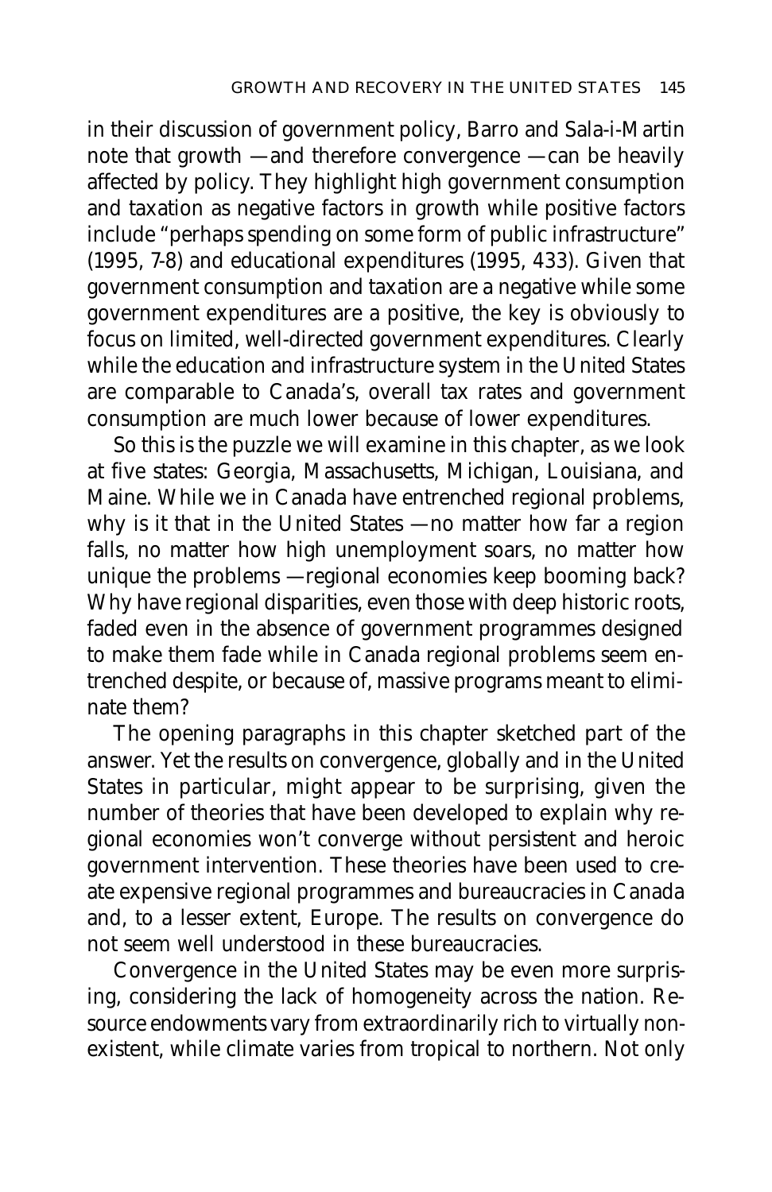in their discussion of government policy, Barro and Sala-i-Martin note that growth —and therefore convergence —can be heavily affected by policy. They highlight high government consumption and taxation as negative factors in growth while positive factors include "perhaps spending on some form of public infrastructure" (1995, 7-8) and educational expenditures (1995, 433). Given that government consumption and taxation are a negative while some government expenditures are a positive, the key is obviously to focus on limited, well-directed government expenditures. Clearly while the education and infrastructure system in the United States are comparable to Canada's, overall tax rates and government consumption are much lower because of lower expenditures.

So this is the puzzle we will examine in this chapter, as we look at five states: Georgia, Massachusetts, Michigan, Louisiana, and Maine. While we in Canada have entrenched regional problems, why is it that in the United States —no matter how far a region falls, no matter how high unemployment soars, no matter how unique the problems —regional economies keep booming back? Why have regional disparities, even those with deep historic roots, faded even in the absence of government programmes designed to make them fade while in Canada regional problems seem entrenched despite, or because of, massive programs meant to eliminate them?

The opening paragraphs in this chapter sketched part of the answer. Yet the results on convergence, globally and in the United States in particular, might appear to be surprising, given the number of theories that have been developed to explain why regional economies won't converge without persistent and heroic government intervention. These theories have been used to create expensive regional programmes and bureaucracies in Canada and, to a lesser extent, Europe. The results on convergence do not seem well understood in these bureaucracies.

Convergence in the United States may be even more surprising, considering the lack of homogeneity across the nation. Resource endowments vary from extraordinarily rich to virtually nonexistent, while climate varies from tropical to northern. Not only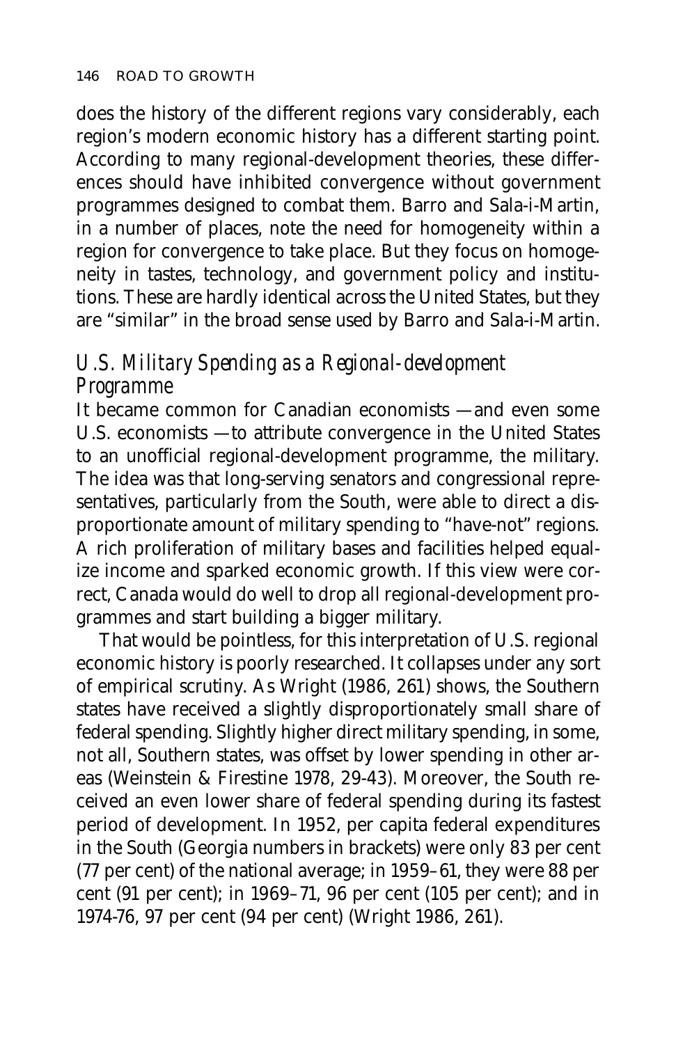does the history of the different regions vary considerably, each region's modern economic history has a different starting point. According to many regional-development theories, these differences should have inhibited convergence without government programmes designed to combat them. Barro and Sala-i-Martin, in a number of places, note the need for homogeneity within a region for convergence to take place. But they focus on homogeneity in tastes, technology, and government policy and institutions. These are hardly identical across the United States, but they are "similar" in the broad sense used by Barro and Sala-i-Martin.

## *U.S. Military Spending as a Regional-development Programme*

It became common for Canadian economists — and even some U.S. economists — to attribute convergence in the United States to an unofficial regional-development programme, the military. The idea was that long-serving senators and congressional representatives, particularly from the South, were able to direct a disproportionate amount of military spending to "have-not" regions. A rich proliferation of military bases and facilities helped equalize income and sparked economic growth. If this view were correct, Canada would do well to drop all regional-development programmes and start building a bigger military.

That would be pointless, for this interpretation of U.S. regional economic history is poorly researched. It collapses under any sort of empirical scrutiny. As Wright (1986, 261) shows, the Southern states have received a slightly disproportionately small share of federal spending. Slightly higher direct military spending, in some, not all, Southern states, was offset by lower spending in other areas (Weinstein & Firestine 1978, 29-43). Moreover, the South received an even lower share of federal spending during its fastest period of development. In 1952, per capita federal expenditures in the South (Georgia numbers in brackets) were only 83 per cent (77 per cent) of the national average; in 1959–61, they were 88 per cent (91 per cent); in 1969–71, 96 per cent (105 per cent); and in 1974-76, 97 per cent (94 per cent) (Wright 1986, 261).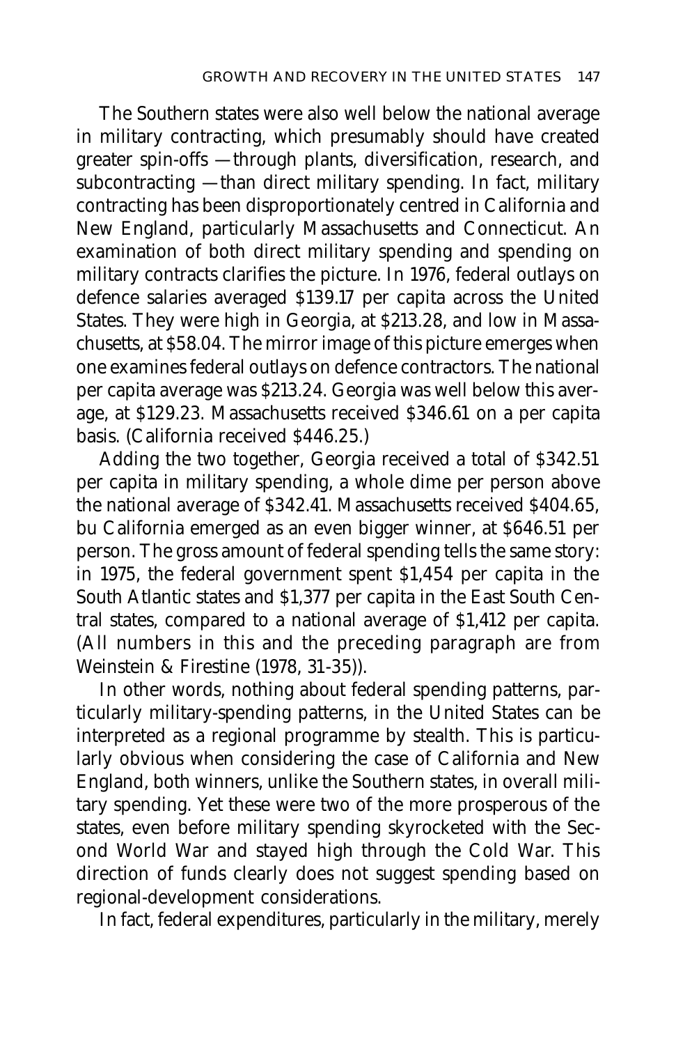The Southern states were also well below the national average in military contracting, which presumably should have created greater spin-offs —through plants, diversification, research, and subcontracting —than direct military spending. In fact, military contracting has been disproportionately centred in California and New England, particularly Massachusetts and Connecticut. An examination of both direct military spending and spending on military contracts clarifies the picture. In 1976, federal outlays on defence salaries averaged $139.17 per capita across the United States. They were high in Georgia, at $213.28, and low in Massachusetts, at $58.04. The mirror image of this picture emerges when one examines federal outlays on defence contractors. The national per capita average was $213.24. Georgia was well below this average, at $129.23. Massachusetts received $346.61 on a per capita basis. (California received $446.25.)

Adding the two together, Georgia received a total of $342.51 per capita in military spending, a whole dime per person above the national average of $342.41. Massachusetts received $404.65, bu California emerged as an even bigger winner, at $646.51 per person. The gross amount of federal spending tells the same story: in 1975, the federal government spent $1,454 per capita in the South Atlantic states and $1,377 per capita in the East South Central states, compared to a national average of $1,412 per capita. (All numbers in this and the preceding paragraph are from Weinstein & Firestine (1978, 31-35)).

In other words, nothing about federal spending patterns, particularly military-spending patterns, in the United States can be interpreted as a regional programme by stealth. This is particularly obvious when considering the case of California and New England, both winners, unlike the Southern states, in overall military spending. Yet these were two of the more prosperous of the states, even before military spending skyrocketed with the Second World War and stayed high through the Cold War. This direction of funds clearly does not suggest spending based on regional-development considerations.

In fact, federal expenditures, particularly in the military, merely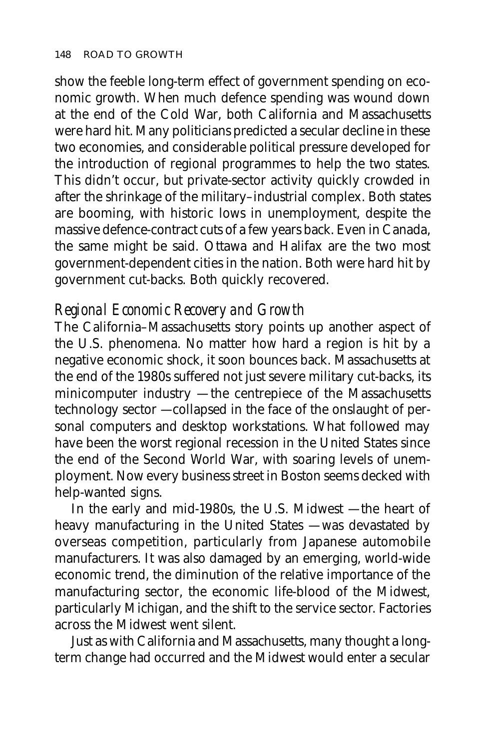show the feeble long-term effect of government spending on economic growth. When much defence spending was wound down at the end of the Cold War, both California and Massachusetts were hard hit. Many politicians predicted a secular decline in these two economies, and considerable political pressure developed for the introduction of regional programmes to help the two states. This didn't occur, but private-sector activity quickly crowded in after the shrinkage of the military–industrial complex. Both states are booming, with historic lows in unemployment, despite the massive defence-contract cuts of a few years back. Even in Canada, the same might be said. Ottawa and Halifax are the two most government-dependent cities in the nation. Both were hard hit by government cut-backs. Both quickly recovered.

### *Regional Economic Recovery and Growth*

The California–Massachusetts story points up another aspect of the U.S. phenomena. No matter how hard a region is hit by a negative economic shock, it soon bounces back. Massachusetts at the end of the 1980s suffered not just severe military cut-backs, its minicomputer industry —the centrepiece of the Massachusetts technology sector —collapsed in the face of the onslaught of personal computers and desktop workstations. What followed may have been the worst regional recession in the United States since the end of the Second World War, with soaring levels of unemployment. Now every business street in Boston seems decked with help-wanted signs.

In the early and mid-1980s, the U.S. Midwest —the heart of heavy manufacturing in the United States —was devastated by overseas competition, particularly from Japanese automobile manufacturers. It was also damaged by an emerging, world-wide economic trend, the diminution of the relative importance of the manufacturing sector, the economic life-blood of the Midwest, particularly Michigan, and the shift to the service sector. Factories across the Midwest went silent.

Just as with California and Massachusetts, many thought a long-term change had occurred and the Midwest would enter a secular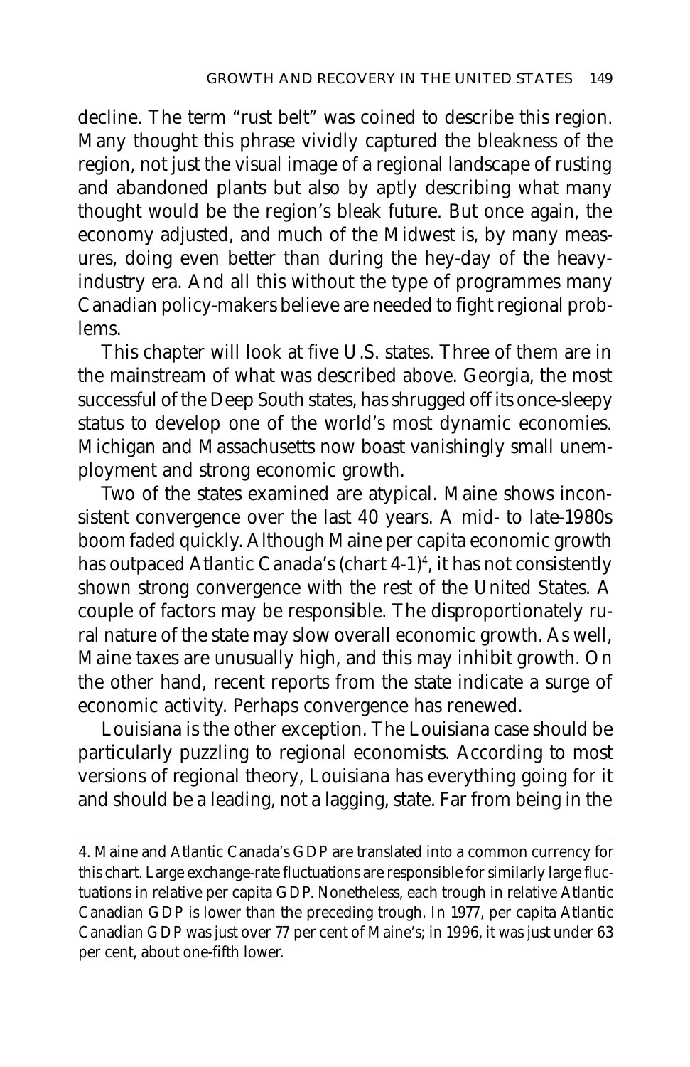decline. The term "rust belt" was coined to describe this region. Many thought this phrase vividly captured the bleakness of the region, not just the visual image of a regional landscape of rusting and abandoned plants but also by aptly describing what many thought would be the region's bleak future. But once again, the economy adjusted, and much of the Midwest is, by many measures, doing even better than during the hey-day of the heavy-industry era. And all this without the type of programmes many Canadian policy-makers believe are needed to fight regional problems.

This chapter will look at five U.S. states. Three of them are in the mainstream of what was described above. Georgia, the most successful of the Deep South states, has shrugged off its once-sleepy status to develop one of the world's most dynamic economies. Michigan and Massachusetts now boast vanishingly small unemployment and strong economic growth.

Two of the states examined are atypical. Maine shows inconsistent convergence over the last 40 years. A mid- to late-1980s boom faded quickly. Although Maine per capita economic growth has outpaced Atlantic Canada's (chart 4-1)[4], it has not consistently shown strong convergence with the rest of the United States. A couple of factors may be responsible. The disproportionately rural nature of the state may slow overall economic growth. As well, Maine taxes are unusually high, and this may inhibit growth. On the other hand, recent reports from the state indicate a surge of economic activity. Perhaps convergence has renewed.

Louisiana is the other exception. The Louisiana case should be particularly puzzling to regional economists. According to most versions of regional theory, Louisiana has everything going for it and should be a leading, not a lagging, state. Far from being in the

---

4. Maine and Atlantic Canada's GDP are translated into a common currency for this chart. Large exchange-rate fluctuations are responsible for similarly large fluctuations in relative per capita GDP. Nonetheless, each trough in relative Atlantic Canadian GDP is lower than the preceding trough. In 1977, per capita Atlantic Canadian GDP was just over 77 per cent of Maine's; in 1996, it was just under 63 per cent, about one-fifth lower.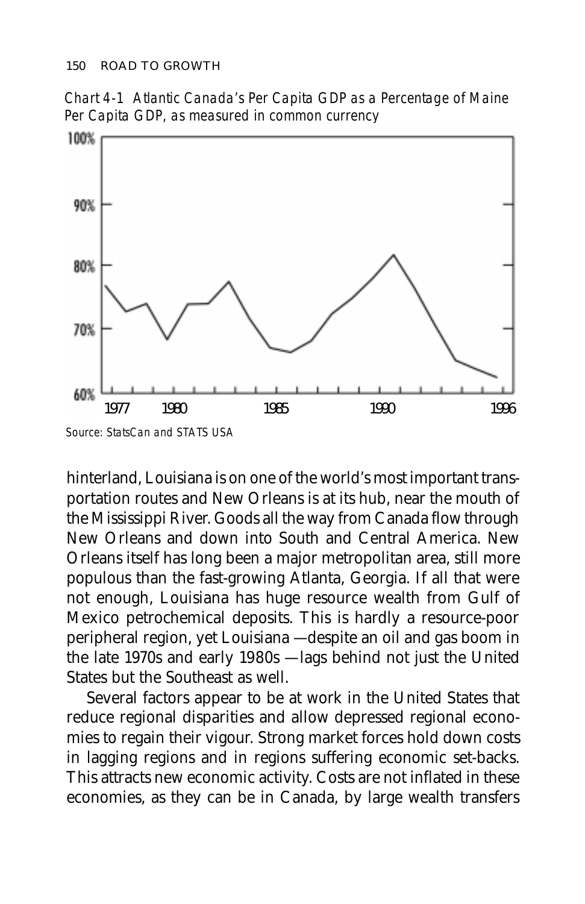Chart 4-1 Atlantic Canada's Per Capita GDP as a Percentage of Maine Per Capita GDP, as measured in common currency

Source: StatsCan and STATS USA

hinterland, Louisiana is on one of the world's most important transportation routes and New Orleans is at its hub, near the mouth of the Mississippi River. Goods all the way from Canada flow through New Orleans and down into South and Central America. New Orleans itself has long been a major metropolitan area, still more populous than the fast-growing Atlanta, Georgia. If all that were not enough, Louisiana has huge resource wealth from Gulf of Mexico petrochemical deposits. This is hardly a resource-poor peripheral region, yet Louisiana —despite an oil and gas boom in the late 1970s and early 1980s —lags behind not just the United States but the Southeast as well.

Several factors appear to be at work in the United States that reduce regional disparities and allow depressed regional economies to regain their vigour. Strong market forces hold down costs in lagging regions and in regions suffering economic set-backs. This attracts new economic activity. Costs are not inflated in these economies, as they can be in Canada, by large wealth transfers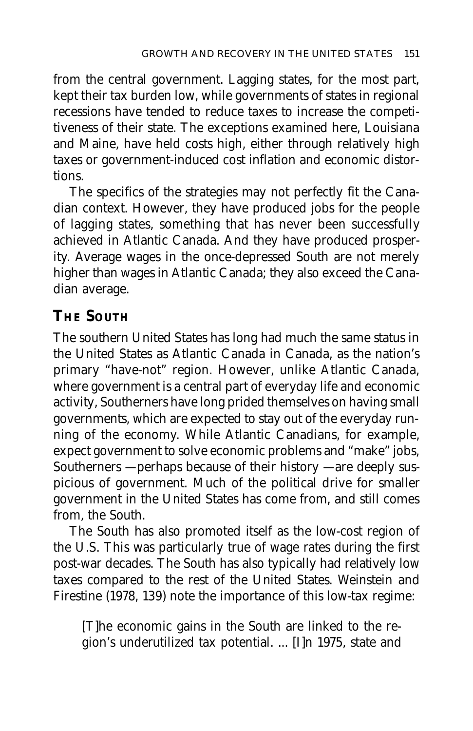from the central government. Lagging states, for the most part, kept their tax burden low, while governments of states in regional recessions have tended to reduce taxes to increase the competitiveness of their state. The exceptions examined here, Louisiana and Maine, have held costs high, either through relatively high taxes or government-induced cost inflation and economic distortions.

The specifics of the strategies may not perfectly fit the Canadian context. However, they have produced jobs for the people of lagging states, something that has never been successfully achieved in Atlantic Canada. And they have produced prosperity. Average wages in the once-depressed South are not merely higher than wages in Atlantic Canada; they also exceed the Canadian average.

## THE SOUTH

The southern United States has long had much the same status in the United States as Atlantic Canada in Canada, as the nation's primary "have-not" region. However, unlike Atlantic Canada, where government is a central part of everyday life and economic activity, Southerners have long prided themselves on having small governments, which are expected to stay out of the everyday running of the economy. While Atlantic Canadians, for example, expect government to solve economic problems and "make" jobs, Southerners —perhaps because of their history —are deeply suspicious of government. Much of the political drive for smaller government in the United States has come from, and still comes from, the South.

The South has also promoted itself as the low-cost region of the U.S. This was particularly true of wage rates during the first post-war decades. The South has also typically had relatively low taxes compared to the rest of the United States. Weinstein and Firestine (1978, 139) note the importance of this low-tax regime:

> [T]he economic gains in the South are linked to the region's underutilized tax potential. ... [I]n 1975, state and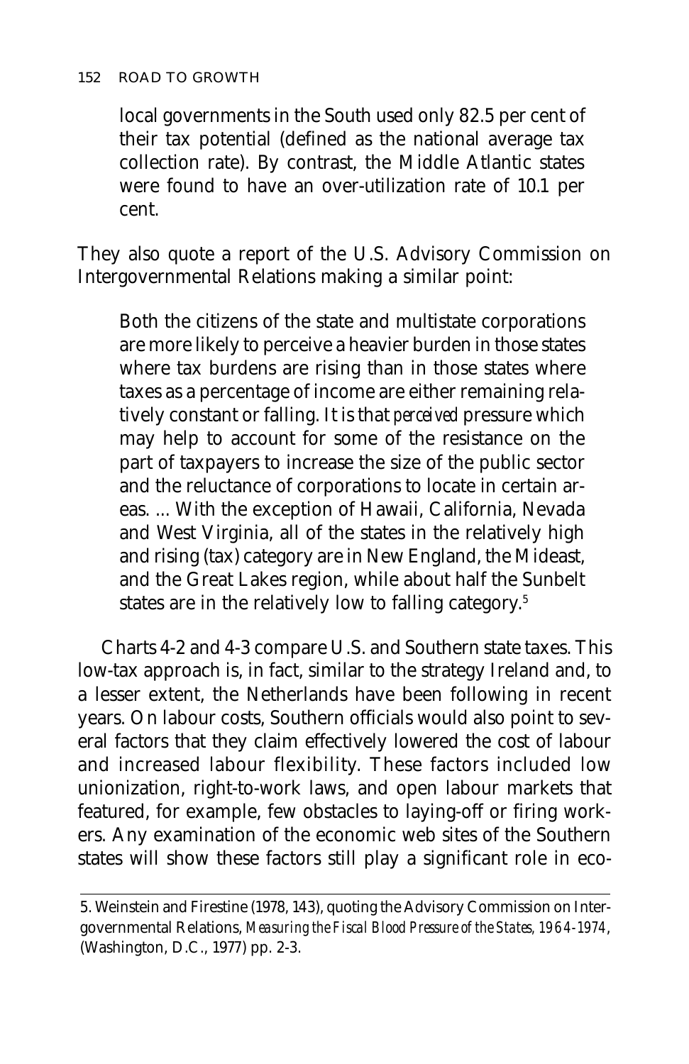local governments in the South used only 82.5 per cent of their tax potential (defined as the national average tax collection rate). By contrast, the Middle Atlantic states were found to have an over-utilization rate of 10.1 per cent.

They also quote a report of the U.S. Advisory Commission on Intergovernmental Relations making a similar point:

> Both the citizens of the state and multistate corporations are more likely to perceive a heavier burden in those states where tax burdens are rising than in those states where taxes as a percentage of income are either remaining relatively constant or falling. It is that *perceived* pressure which may help to account for some of the resistance on the part of taxpayers to increase the size of the public sector and the reluctance of corporations to locate in certain areas. ... With the exception of Hawaii, California, Nevada and West Virginia, all of the states in the relatively high and rising (tax) category are in New England, the Mideast, and the Great Lakes region, while about half the Sunbelt states are in the relatively low to falling category.[5]

Charts 4-2 and 4-3 compare U.S. and Southern state taxes. This low-tax approach is, in fact, similar to the strategy Ireland and, to a lesser extent, the Netherlands have been following in recent years. On labour costs, Southern officials would also point to several factors that they claim effectively lowered the cost of labour and increased labour flexibility. These factors included low unionization, right-to-work laws, and open labour markets that featured, for example, few obstacles to laying-off or firing workers. Any examination of the economic web sites of the Southern states will show these factors still play a significant role in eco-

---

5. Weinstein and Firestine (1978, 143), quoting the Advisory Commission on Intergovernmental Relations, *Measuring the Fiscal Blood Pressure of the States, 1964-1974*, (Washington, D.C., 1977) pp. 2-3.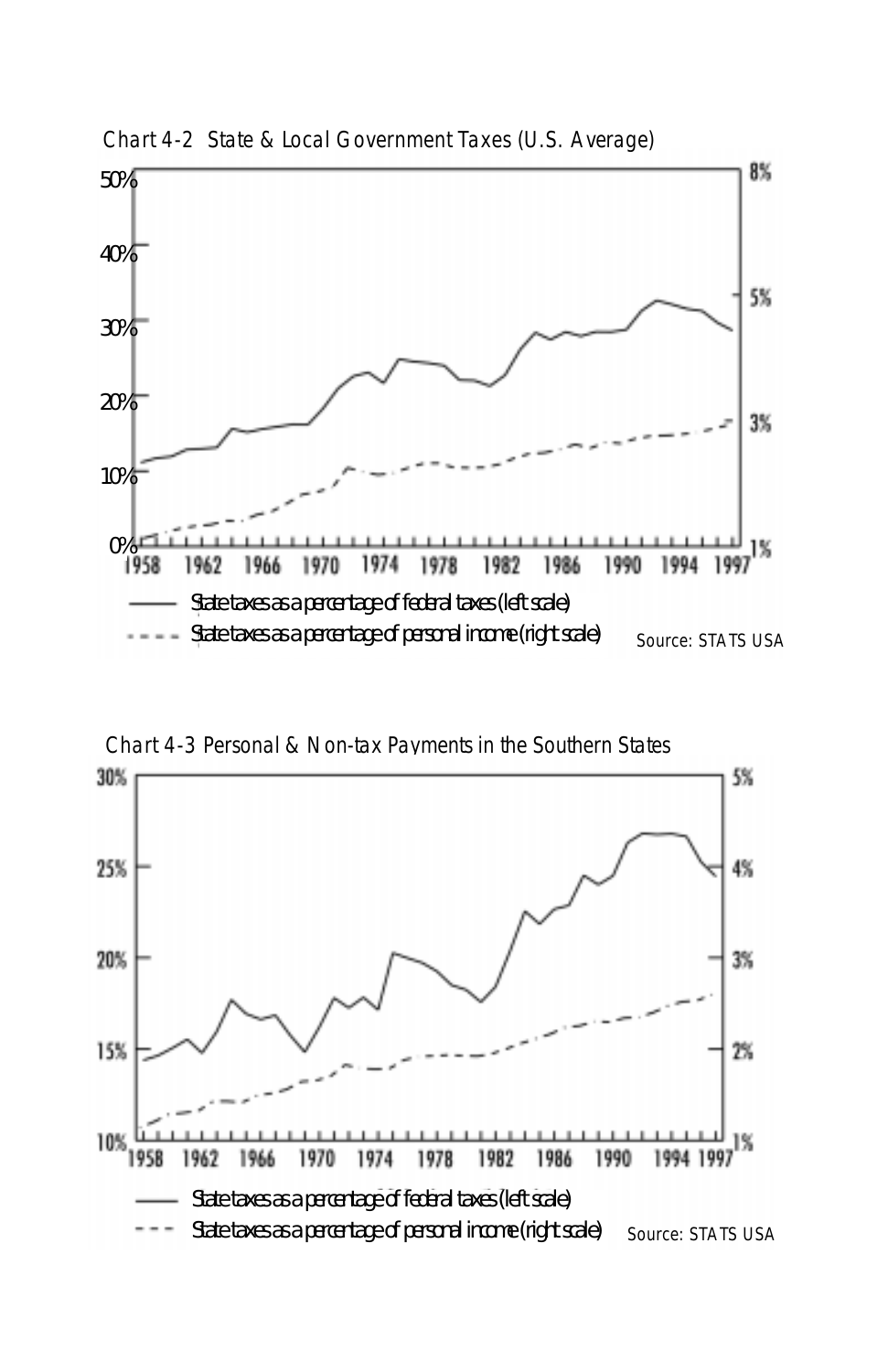Chart 4-2 State & Local Government Taxes (U.S. Average)

— State taxes as a percentage of federal taxes (left scale)

- - - State taxes as a percentage of personal income (right scale)

Source: STATS USA

Chart 4-3 Personal & Non-tax Payments in the Southern States

— State taxes as a percentage of federal taxes (left scale)

- - - State taxes as a percentage of personal income (right scale)

Source: STATS USA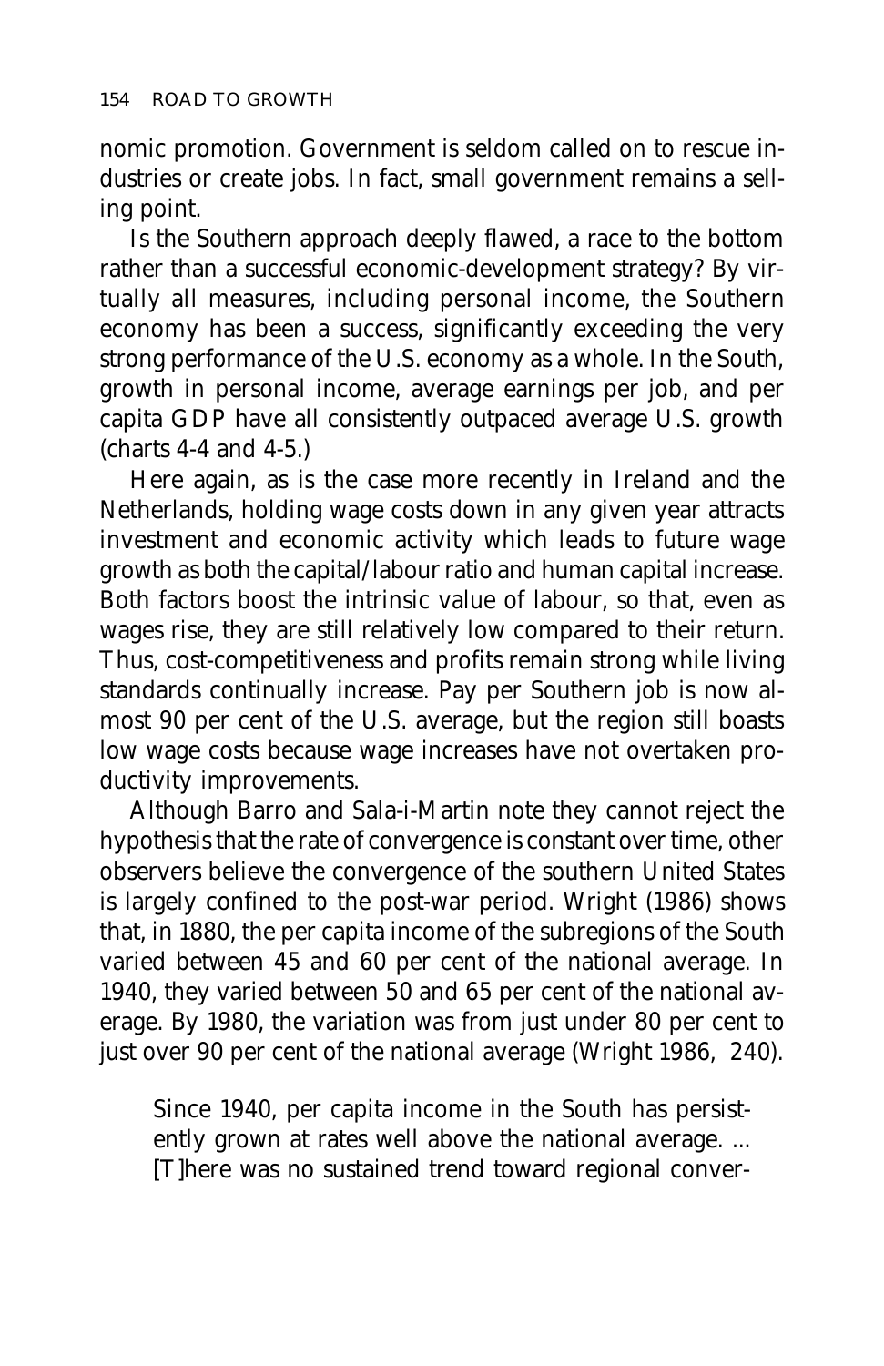nomic promotion. Government is seldom called on to rescue industries or create jobs. In fact, small government remains a selling point.

Is the Southern approach deeply flawed, a race to the bottom rather than a successful economic-development strategy? By virtually all measures, including personal income, the Southern economy has been a success, significantly exceeding the very strong performance of the U.S. economy as a whole. In the South, growth in personal income, average earnings per job, and per capita GDP have all consistently outpaced average U.S. growth (charts 4-4 and 4-5.)

Here again, as is the case more recently in Ireland and the Netherlands, holding wage costs down in any given year attracts investment and economic activity which leads to future wage growth as both the capital/labour ratio and human capital increase. Both factors boost the intrinsic value of labour, so that, even as wages rise, they are still relatively low compared to their return. Thus, cost-competitiveness and profits remain strong while living standards continually increase. Pay per Southern job is now almost 90 per cent of the U.S. average, but the region still boasts low wage costs because wage increases have not overtaken productivity improvements.

Although Barro and Sala-i-Martin note they cannot reject the hypothesis that the rate of convergence is constant over time, other observers believe the convergence of the southern United States is largely confined to the post-war period. Wright (1986) shows that, in 1880, the per capita income of the subregions of the South varied between 45 and 60 per cent of the national average. In 1940, they varied between 50 and 65 per cent of the national average. By 1980, the variation was from just under 80 per cent to just over 90 per cent of the national average (Wright 1986, 240).

> Since 1940, per capita income in the South has persistently grown at rates well above the national average. ... [T]here was no sustained trend toward regional conver-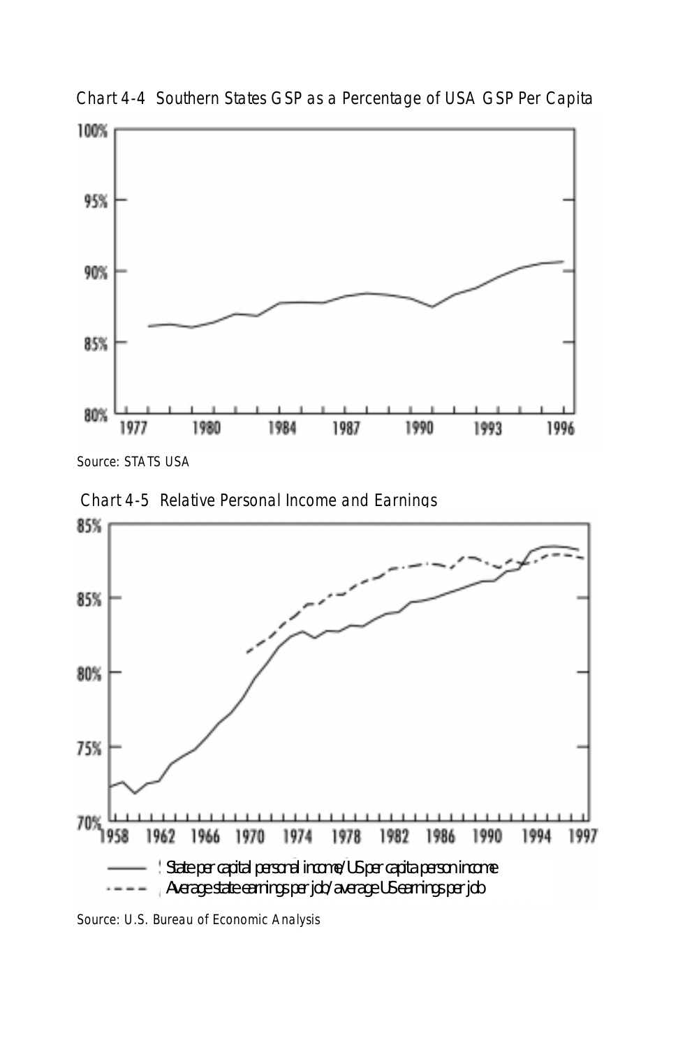Chart 4-4 Southern States GSP as a Percentage of USA GSP Per Capita

Source: STATS USA

Chart 4-5 Relative Personal Income and Earnings

State per capital personal income/US per capita person income

Average state earnings per job/average US earnings per job

Source: U.S. Bureau of Economic Analysis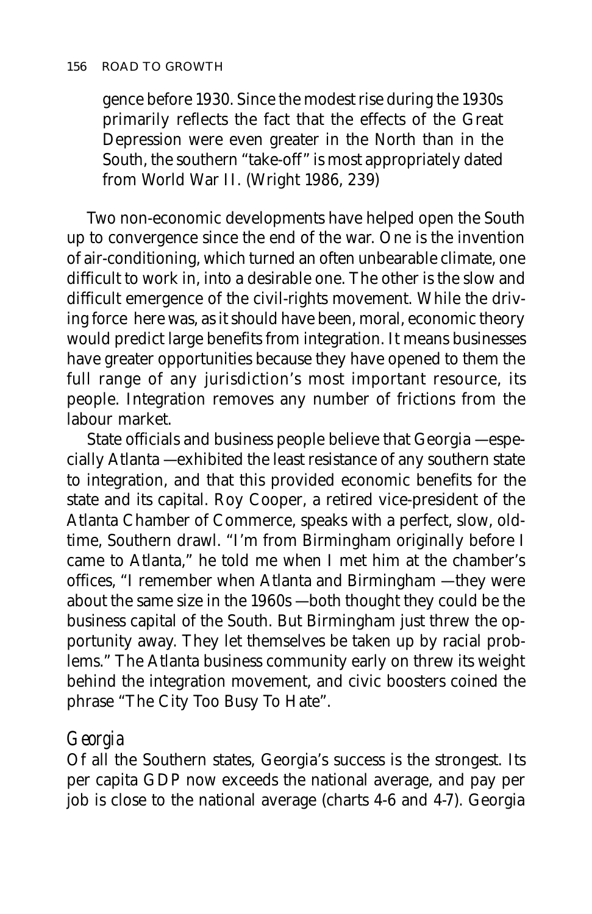> gence before 1930. Since the modest rise during the 1930s primarily reflects the fact that the effects of the Great Depression were even greater in the North than in the South, the southern "take-off" is most appropriately dated from World War II. (Wright 1986, 239)

Two non-economic developments have helped open the South up to convergence since the end of the war. One is the invention of air-conditioning, which turned an often unbearable climate, one difficult to work in, into a desirable one. The other is the slow and difficult emergence of the civil-rights movement. While the driving force here was, as it should have been, moral, economic theory would predict large benefits from integration. It means businesses have greater opportunities because they have opened to them the full range of any jurisdiction's most important resource, its people. Integration removes any number of frictions from the labour market.

State officials and business people believe that Georgia —especially Atlanta —exhibited the least resistance of any southern state to integration, and that this provided economic benefits for the state and its capital. Roy Cooper, a retired vice-president of the Atlanta Chamber of Commerce, speaks with a perfect, slow, old-time, Southern drawl. "I'm from Birmingham originally before I came to Atlanta," he told me when I met him at the chamber's offices, "I remember when Atlanta and Birmingham —they were about the same size in the 1960s —both thought they could be the business capital of the South. But Birmingham just threw the opportunity away. They let themselves be taken up by racial problems." The Atlanta business community early on threw its weight behind the integration movement, and civic boosters coined the phrase "The City Too Busy To Hate".

## *Georgia*

Of all the Southern states, Georgia's success is the strongest. Its per capita GDP now exceeds the national average, and pay per job is close to the national average (charts 4-6 and 4-7). Georgia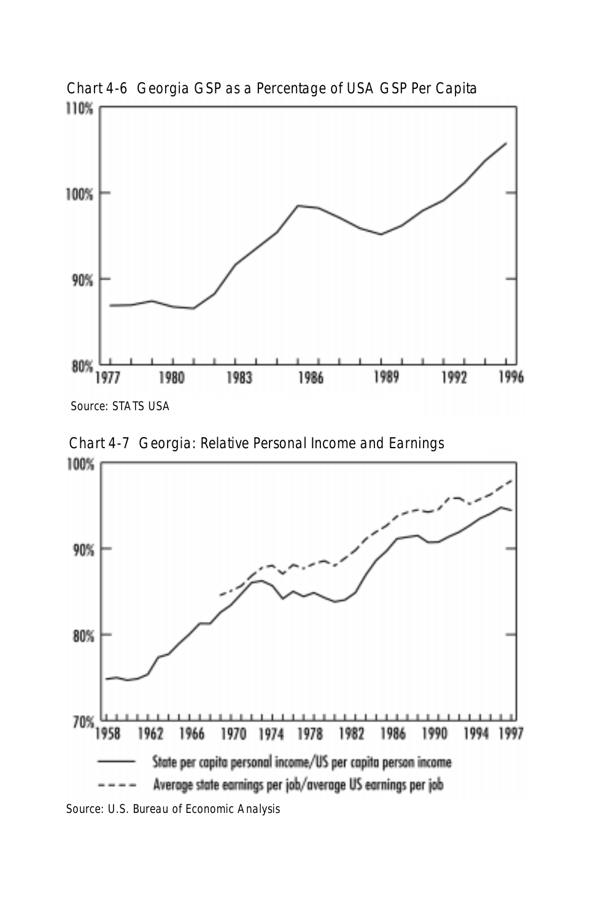Chart 4-6 Georgia GSP as a Percentage of USA GSP Per Capita

Source: STATS USA

Chart 4-7 Georgia: Relative Personal Income and Earnings

Source: U.S. Bureau of Economic Analysis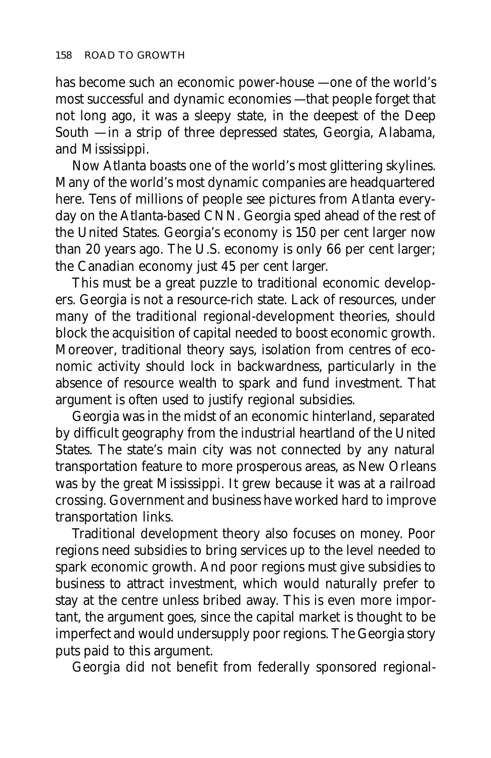has become such an economic power-house —one of the world's most successful and dynamic economies —that people forget that not long ago, it was a sleepy state, in the deepest of the Deep South —in a strip of three depressed states, Georgia, Alabama, and Mississippi.

Now Atlanta boasts one of the world's most glittering skylines. Many of the world's most dynamic companies are headquartered here. Tens of millions of people see pictures from Atlanta everyday on the Atlanta-based CNN. Georgia sped ahead of the rest of the United States. Georgia's economy is 150 per cent larger now than 20 years ago. The U.S. economy is only 66 per cent larger; the Canadian economy just 45 per cent larger.

This must be a great puzzle to traditional economic developers. Georgia is not a resource-rich state. Lack of resources, under many of the traditional regional-development theories, should block the acquisition of capital needed to boost economic growth. Moreover, traditional theory says, isolation from centres of economic activity should lock in backwardness, particularly in the absence of resource wealth to spark and fund investment. That argument is often used to justify regional subsidies.

Georgia was in the midst of an economic hinterland, separated by difficult geography from the industrial heartland of the United States. The state's main city was not connected by any natural transportation feature to more prosperous areas, as New Orleans was by the great Mississippi. It grew because it was at a railroad crossing. Government and business have worked hard to improve transportation links.

Traditional development theory also focuses on money. Poor regions need subsidies to bring services up to the level needed to spark economic growth. And poor regions must give subsidies to business to attract investment, which would naturally prefer to stay at the centre unless bribed away. This is even more important, the argument goes, since the capital market is thought to be imperfect and would undersupply poor regions. The Georgia story puts paid to this argument.

Georgia did not benefit from federally sponsored regional-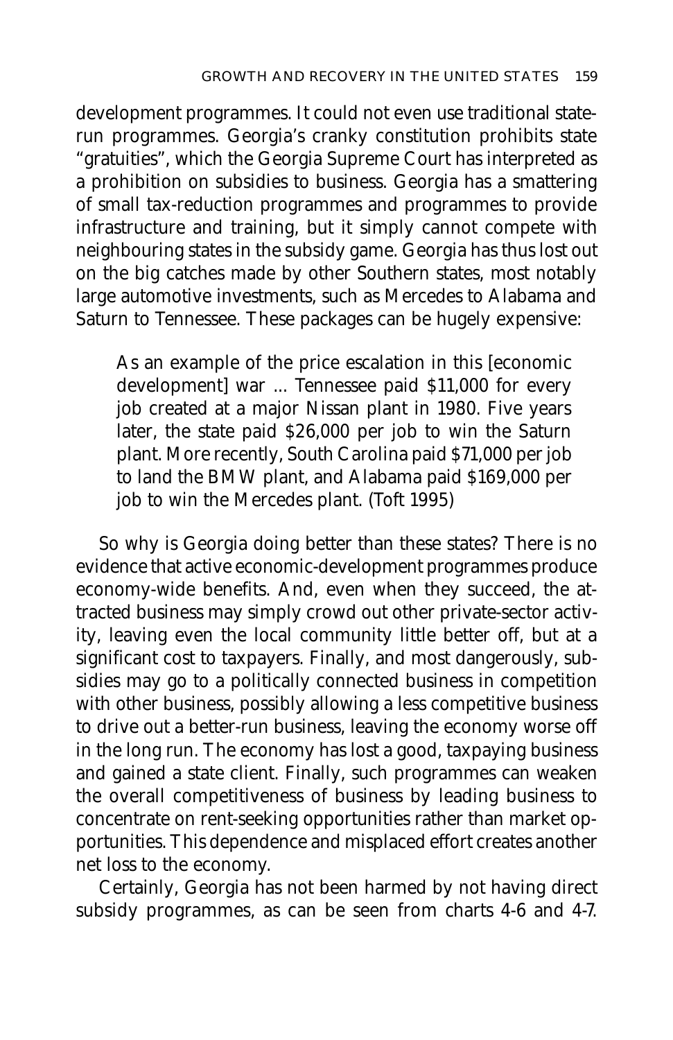development programmes. It could not even use traditional state-run programmes. Georgia's cranky constitution prohibits state "gratuities", which the Georgia Supreme Court has interpreted as a prohibition on subsidies to business. Georgia has a smattering of small tax-reduction programmes and programmes to provide infrastructure and training, but it simply cannot compete with neighbouring states in the subsidy game. Georgia has thus lost out on the big catches made by other Southern states, most notably large automotive investments, such as Mercedes to Alabama and Saturn to Tennessee. These packages can be hugely expensive:

> As an example of the price escalation in this [economic development] war ... Tennessee paid $11,000 for every job created at a major Nissan plant in 1980. Five years later, the state paid $26,000 per job to win the Saturn plant. More recently, South Carolina paid $71,000 per job to land the BMW plant, and Alabama paid $169,000 per job to win the Mercedes plant. (Toft 1995)

So why is Georgia doing better than these states? There is no evidence that active economic-development programmes produce economy-wide benefits. And, even when they succeed, the attracted business may simply crowd out other private-sector activity, leaving even the local community little better off, but at a significant cost to taxpayers. Finally, and most dangerously, subsidies may go to a politically connected business in competition with other business, possibly allowing a less competitive business to drive out a better-run business, leaving the economy worse off in the long run. The economy has lost a good, taxpaying business and gained a state client. Finally, such programmes can weaken the overall competitiveness of business by leading business to concentrate on rent-seeking opportunities rather than market opportunities. This dependence and misplaced effort creates another net loss to the economy.

Certainly, Georgia has not been harmed by not having direct subsidy programmes, as can be seen from charts 4-6 and 4-7.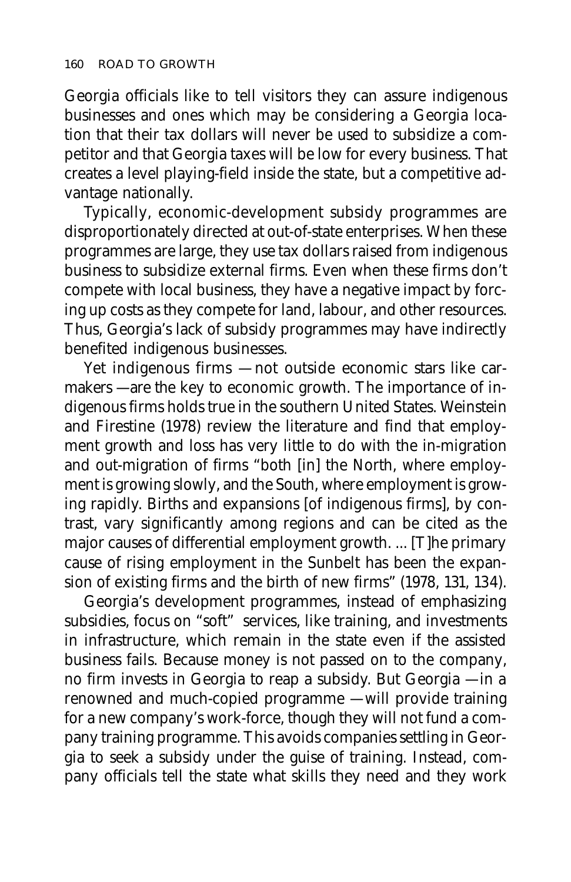Georgia officials like to tell visitors they can assure indigenous businesses and ones which may be considering a Georgia location that their tax dollars will never be used to subsidize a competitor and that Georgia taxes will be low for every business. That creates a level playing-field inside the state, but a competitive advantage nationally.

Typically, economic-development subsidy programmes are disproportionately directed at out-of-state enterprises. When these programmes are large, they use tax dollars raised from indigenous business to subsidize external firms. Even when these firms don't compete with local business, they have a negative impact by forcing up costs as they compete for land, labour, and other resources. Thus, Georgia's lack of subsidy programmes may have indirectly benefited indigenous businesses.

Yet indigenous firms —not outside economic stars like carmakers —are the key to economic growth. The importance of indigenous firms holds true in the southern United States. Weinstein and Firestine (1978) review the literature and find that employment growth and loss has very little to do with the in-migration and out-migration of firms "both [in] the North, where employment is growing slowly, and the South, where employment is growing rapidly. Births and expansions [of indigenous firms], by contrast, vary significantly among regions and can be cited as the major causes of differential employment growth. ... [T]he primary cause of rising employment in the Sunbelt has been the expansion of existing firms and the birth of new firms" (1978, 131, 134).

Georgia's development programmes, instead of emphasizing subsidies, focus on "soft" services, like training, and investments in infrastructure, which remain in the state even if the assisted business fails. Because money is not passed on to the company, no firm invests in Georgia to reap a subsidy. But Georgia —in a renowned and much-copied programme —will provide training for a new company's work-force, though they will not fund a company training programme. This avoids companies settling in Georgia to seek a subsidy under the guise of training. Instead, company officials tell the state what skills they need and they work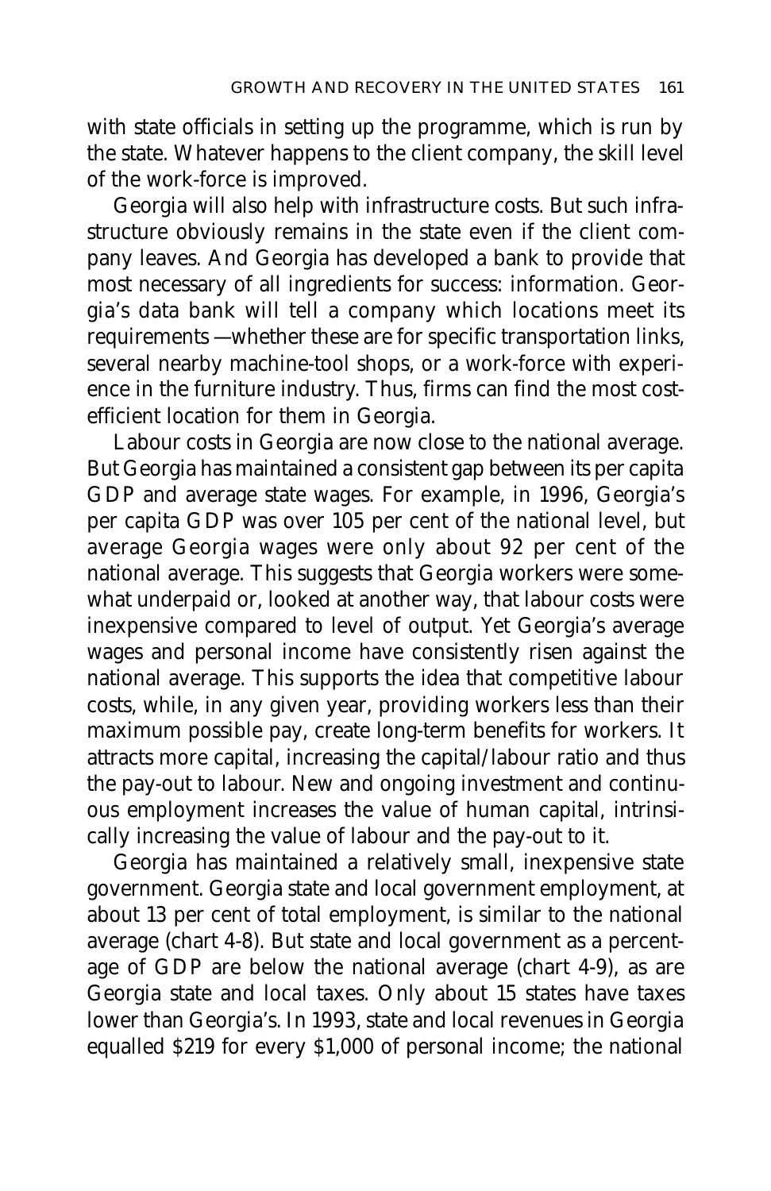with state officials in setting up the programme, which is run by the state. Whatever happens to the client company, the skill level of the work-force is improved.

Georgia will also help with infrastructure costs. But such infrastructure obviously remains in the state even if the client company leaves. And Georgia has developed a bank to provide that most necessary of all ingredients for success: information. Georgia's data bank will tell a company which locations meet its requirements —whether these are for specific transportation links, several nearby machine-tool shops, or a work-force with experience in the furniture industry. Thus, firms can find the most cost-efficient location for them in Georgia.

Labour costs in Georgia are now close to the national average. But Georgia has maintained a consistent gap between its per capita GDP and average state wages. For example, in 1996, Georgia's per capita GDP was over 105 per cent of the national level, but average Georgia wages were only about 92 per cent of the national average. This suggests that Georgia workers were somewhat underpaid or, looked at another way, that labour costs were inexpensive compared to level of output. Yet Georgia's average wages and personal income have consistently risen against the national average. This supports the idea that competitive labour costs, while, in any given year, providing workers less than their maximum possible pay, create long-term benefits for workers. It attracts more capital, increasing the capital/labour ratio and thus the pay-out to labour. New and ongoing investment and continuous employment increases the value of human capital, intrinsically increasing the value of labour and the pay-out to it.

Georgia has maintained a relatively small, inexpensive state government. Georgia state and local government employment, at about 13 per cent of total employment, is similar to the national average (chart 4-8). But state and local government as a percentage of GDP are below the national average (chart 4-9), as are Georgia state and local taxes. Only about 15 states have taxes lower than Georgia's. In 1993, state and local revenues in Georgia equalled $219 for every $1,000 of personal income; the national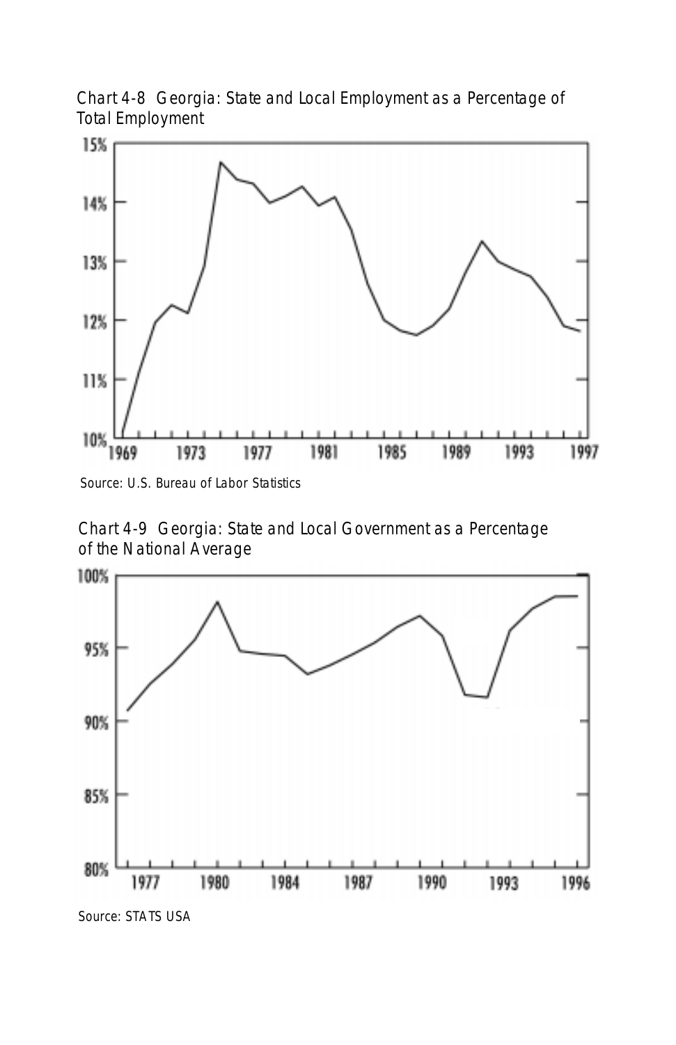Chart 4-8 Georgia: State and Local Employment as a Percentage of Total Employment

Source: U.S. Bureau of Labor Statistics

Chart 4-9 Georgia: State and Local Government as a Percentage of the National Average

Source: STATS USA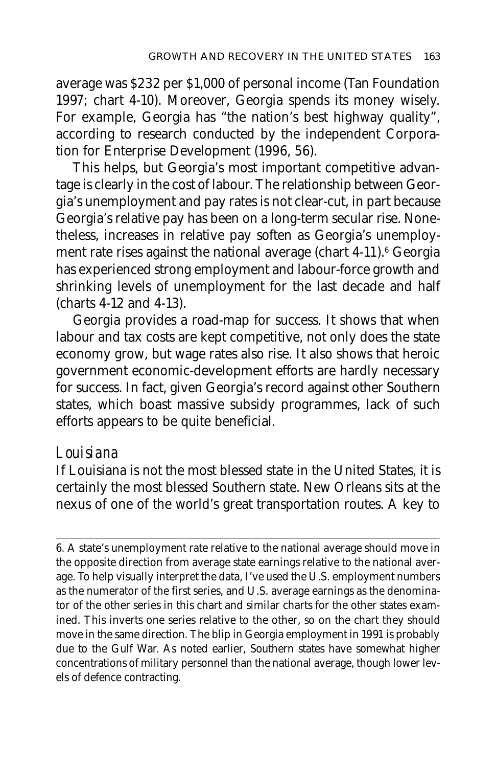average was $232 per $1,000 of personal income (Tan Foundation 1997; chart 4-10). Moreover, Georgia spends its money wisely. For example, Georgia has "the nation's best highway quality", according to research conducted by the independent Corporation for Enterprise Development (1996, 56).

This helps, but Georgia's most important competitive advantage is clearly in the cost of labour. The relationship between Georgia's unemployment and pay rates is not clear-cut, in part because Georgia's relative pay has been on a long-term secular rise. Nonetheless, increases in relative pay soften as Georgia's unemployment rate rises against the national average (chart 4-11).[6] Georgia has experienced strong employment and labour-force growth and shrinking levels of unemployment for the last decade and half (charts 4-12 and 4-13).

Georgia provides a road-map for success. It shows that when labour and tax costs are kept competitive, not only does the state economy grow, but wage rates also rise. It also shows that heroic government economic-development efforts are hardly necessary for success. In fact, given Georgia's record against other Southern states, which boast massive subsidy programmes, lack of such efforts appears to be quite beneficial.

### *Louisiana*

If Louisiana is not the most blessed state in the United States, it is certainly the most blessed Southern state. New Orleans sits at the nexus of one of the world's great transportation routes. A key to

---

6. A state's unemployment rate relative to the national average should move in the opposite direction from average state earnings relative to the national average. To help visually interpret the data, I've used the U.S. employment numbers as the numerator of the first series, and U.S. average earnings as the denominator of the other series in this chart and similar charts for the other states examined. This inverts one series relative to the other, so on the chart they should move in the same direction. The blip in Georgia employment in 1991 is probably due to the Gulf War. As noted earlier, Southern states have somewhat higher concentrations of military personnel than the national average, though lower levels of defence contracting.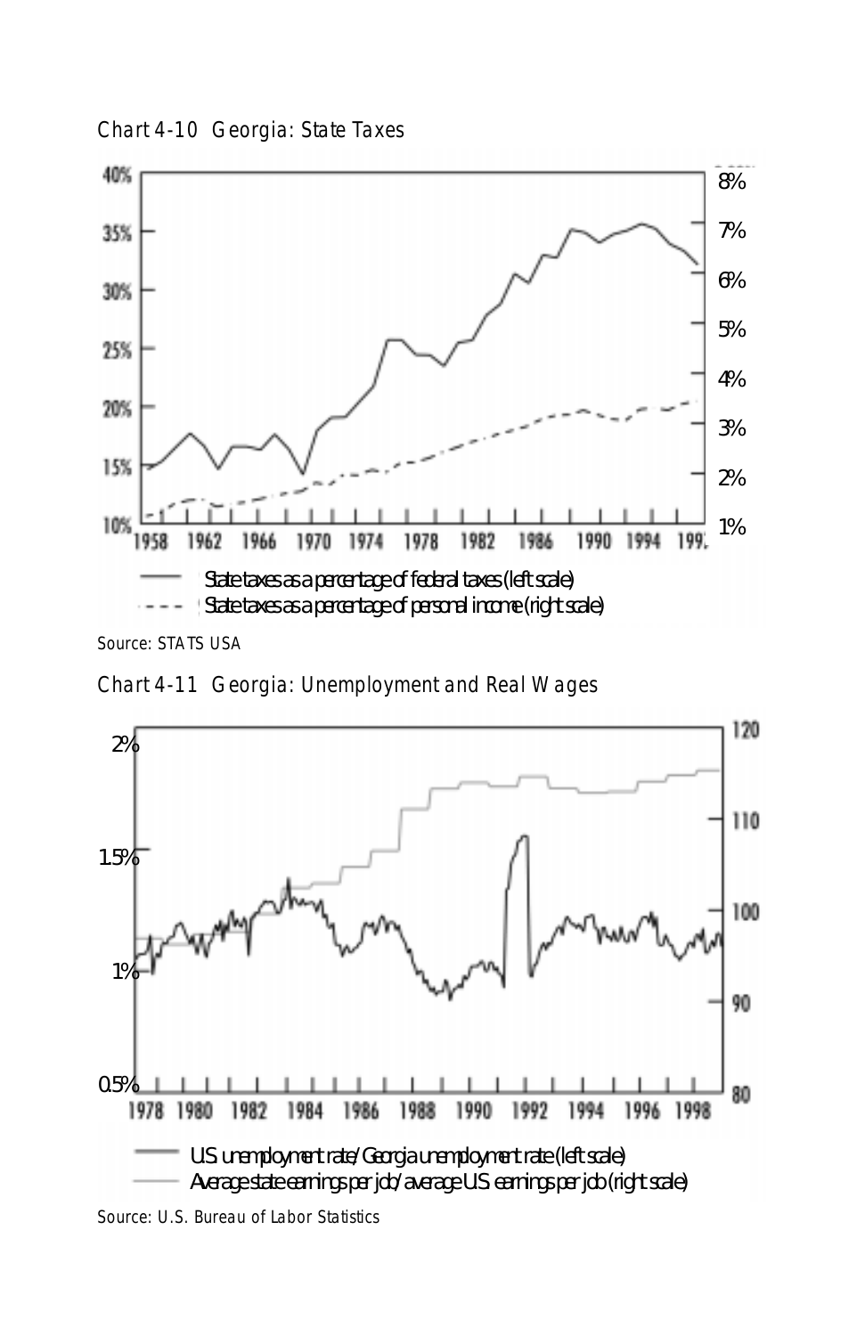Chart 4-10 Georgia: State Taxes

State taxes as a percentage of federal taxes (left scale)

State taxes as a percentage of personal income (right scale)

Source: STATS USA

Chart 4-11 Georgia: Unemployment and Real Wages

U.S. unemployment rate/Georgia unemployment rate (left scale)

Average state earnings per job/average U.S. earnings per job (right scale)

Source: U.S. Bureau of Labor Statistics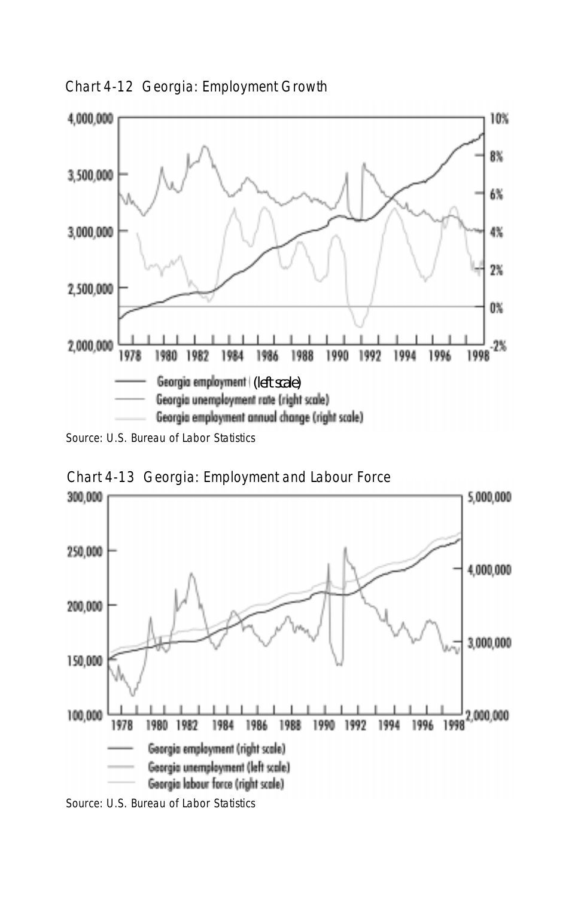Chart 4-12 Georgia: Employment Growth

Source: U.S. Bureau of Labor Statistics

Chart 4-13 Georgia: Employment and Labour Force

Source: U.S. Bureau of Labor Statistics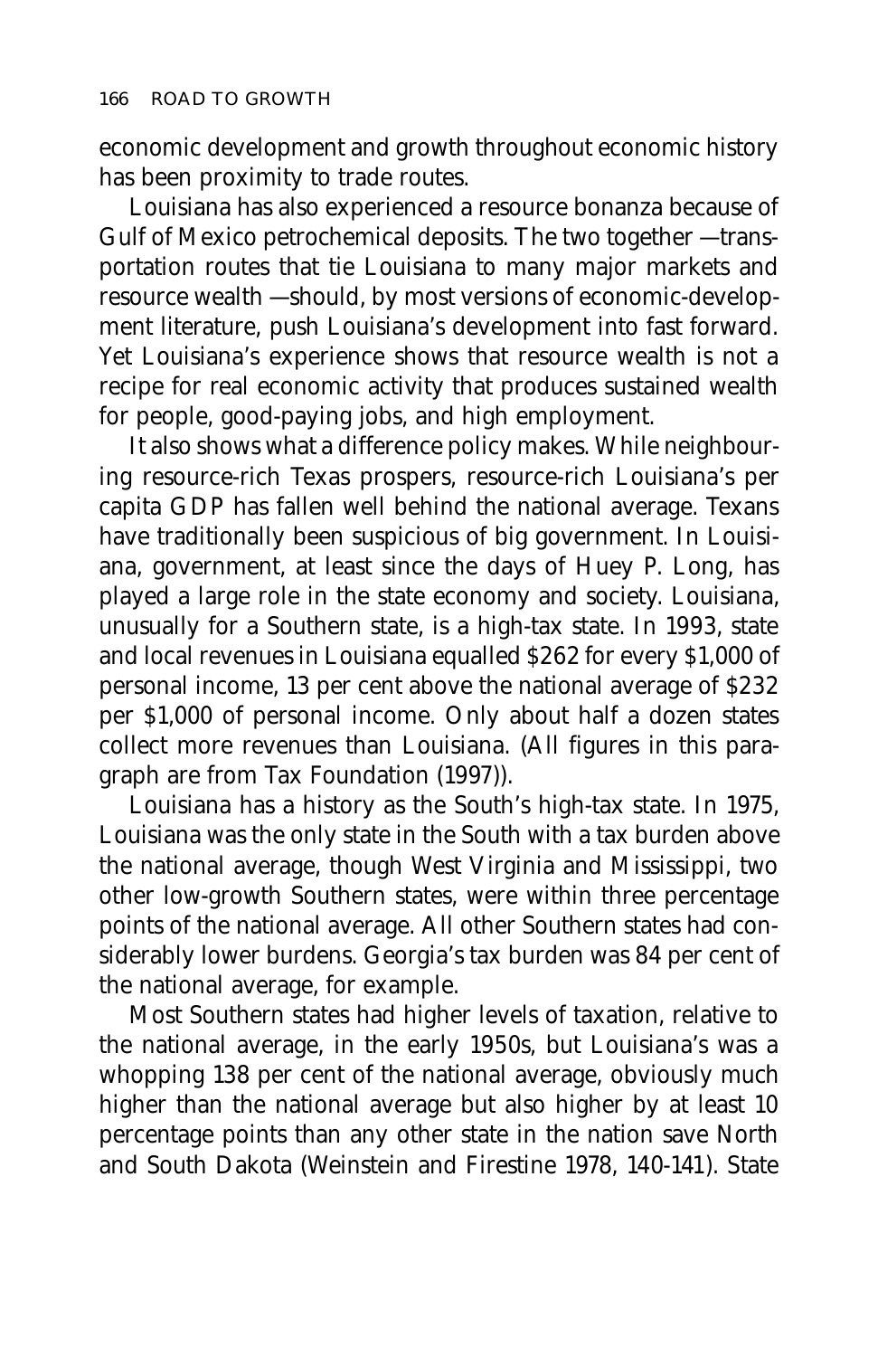economic development and growth throughout economic history has been proximity to trade routes.

Louisiana has also experienced a resource bonanza because of Gulf of Mexico petrochemical deposits. The two together —transportation routes that tie Louisiana to many major markets and resource wealth —should, by most versions of economic-development literature, push Louisiana's development into fast forward. Yet Louisiana's experience shows that resource wealth is not a recipe for real economic activity that produces sustained wealth for people, good-paying jobs, and high employment.

It also shows what a difference policy makes. While neighbouring resource-rich Texas prospers, resource-rich Louisiana's per capita GDP has fallen well behind the national average. Texans have traditionally been suspicious of big government. In Louisiana, government, at least since the days of Huey P. Long, has played a large role in the state economy and society. Louisiana, unusually for a Southern state, is a high-tax state. In 1993, state and local revenues in Louisiana equalled $262 for every $1,000 of personal income, 13 per cent above the national average of $232 per $1,000 of personal income. Only about half a dozen states collect more revenues than Louisiana. (All figures in this paragraph are from Tax Foundation (1997)).

Louisiana has a history as the South's high-tax state. In 1975, Louisiana was the only state in the South with a tax burden above the national average, though West Virginia and Mississippi, two other low-growth Southern states, were within three percentage points of the national average. All other Southern states had considerably lower burdens. Georgia's tax burden was 84 per cent of the national average, for example.

Most Southern states had higher levels of taxation, relative to the national average, in the early 1950s, but Louisiana's was a whopping 138 per cent of the national average, obviously much higher than the national average but also higher by at least 10 percentage points than any other state in the nation save North and South Dakota (Weinstein and Firestine 1978, 140-141). State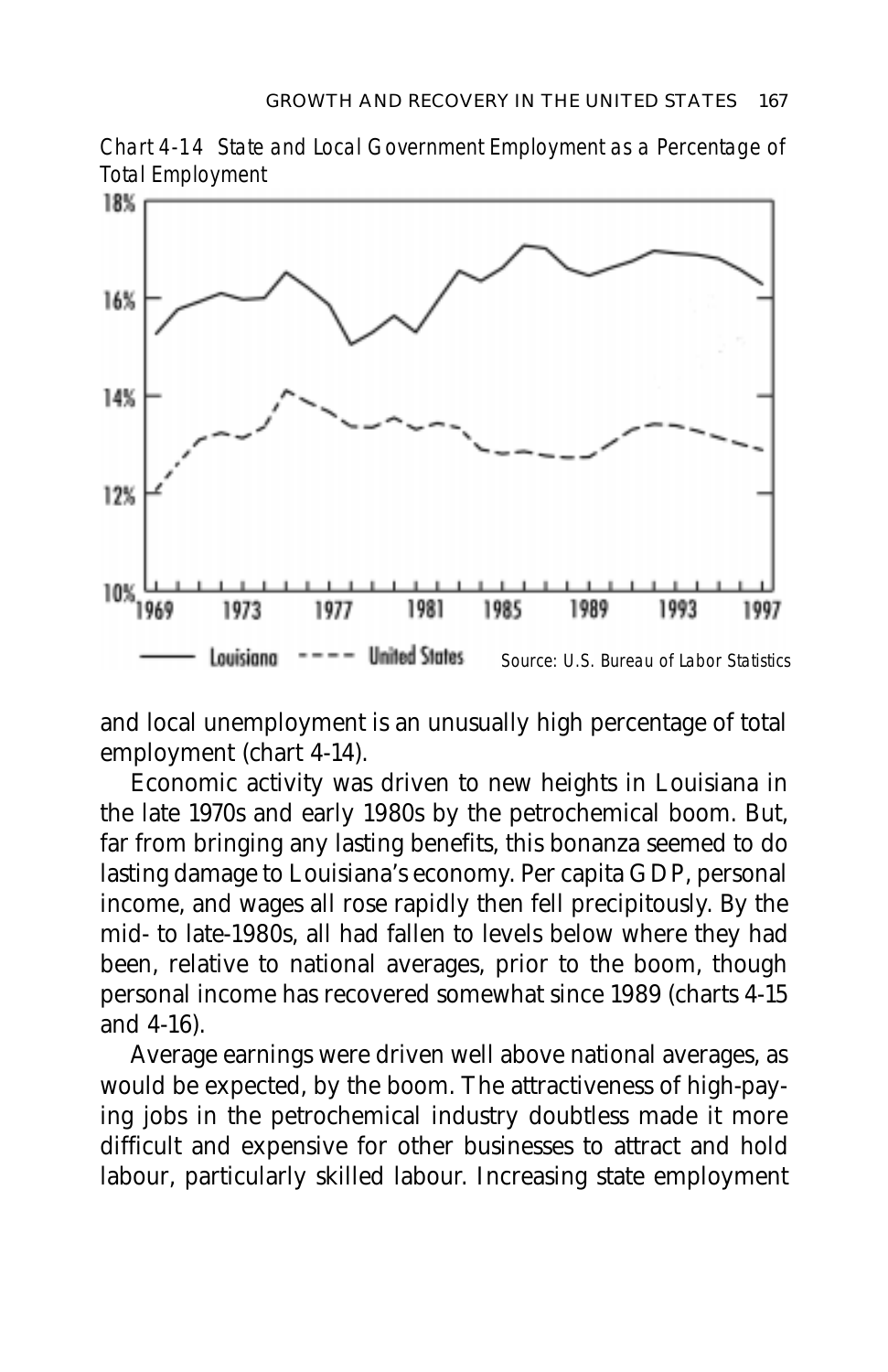*Chart 4-14 State and Local Government Employment as a Percentage of Total Employment*

Louisiana ---- United States

*Source: U.S. Bureau of Labor Statistics*

and local unemployment is an unusually high percentage of total employment (chart 4-14).

Economic activity was driven to new heights in Louisiana in the late 1970s and early 1980s by the petrochemical boom. But, far from bringing any lasting benefits, this bonanza seemed to do lasting damage to Louisiana's economy. Per capita GDP, personal income, and wages all rose rapidly then fell precipitously. By the mid- to late-1980s, all had fallen to levels below where they had been, relative to national averages, prior to the boom, though personal income has recovered somewhat since 1989 (charts 4-15 and 4-16).

Average earnings were driven well above national averages, as would be expected, by the boom. The attractiveness of high-paying jobs in the petrochemical industry doubtless made it more difficult and expensive for other businesses to attract and hold labour, particularly skilled labour. Increasing state employment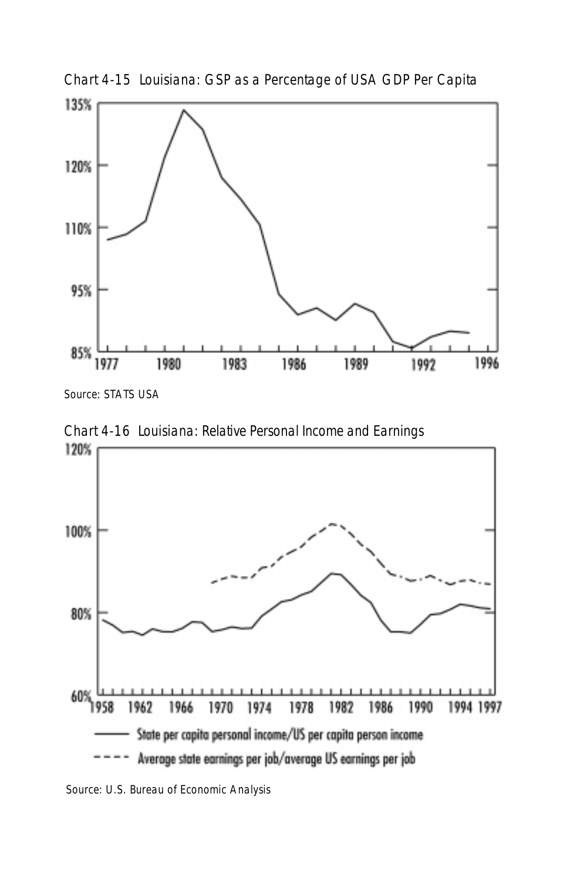Chart 4-15 Louisiana: GSP as a Percentage of USA GDP Per Capita

Source: STATS USA

Chart 4-16 Louisiana: Relative Personal Income and Earnings

Source: U.S. Bureau of Economic Analysis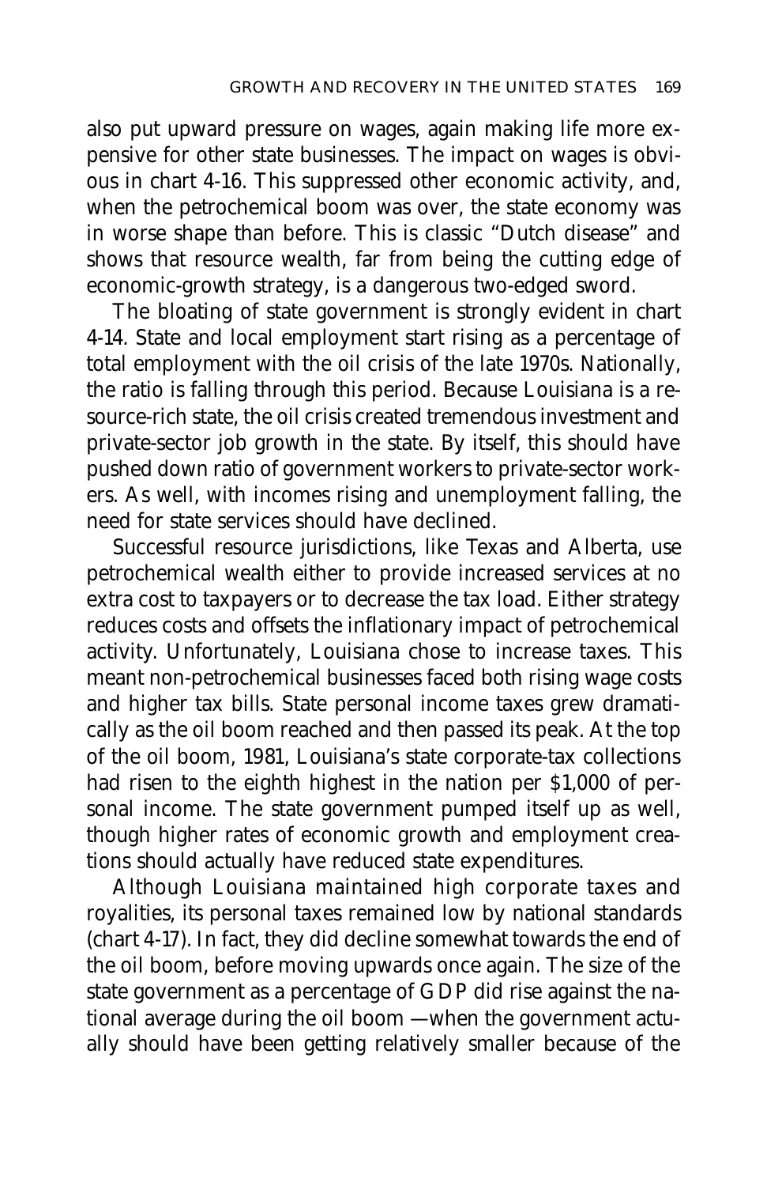also put upward pressure on wages, again making life more expensive for other state businesses. The impact on wages is obvious in chart 4-16. This suppressed other economic activity, and, when the petrochemical boom was over, the state economy was in worse shape than before. This is classic "Dutch disease" and shows that resource wealth, far from being the cutting edge of economic-growth strategy, is a dangerous two-edged sword.

The bloating of state government is strongly evident in chart 4-14. State and local employment start rising as a percentage of total employment with the oil crisis of the late 1970s. Nationally, the ratio is falling through this period. Because Louisiana is a resource-rich state, the oil crisis created tremendous investment and private-sector job growth in the state. By itself, this should have pushed down ratio of government workers to private-sector workers. As well, with incomes rising and unemployment falling, the need for state services should have declined.

Successful resource jurisdictions, like Texas and Alberta, use petrochemical wealth either to provide increased services at no extra cost to taxpayers or to decrease the tax load. Either strategy reduces costs and offsets the inflationary impact of petrochemical activity. Unfortunately, Louisiana chose to increase taxes. This meant non-petrochemical businesses faced both rising wage costs and higher tax bills. State personal income taxes grew dramatically as the oil boom reached and then passed its peak. At the top of the oil boom, 1981, Louisiana's state corporate-tax collections had risen to the eighth highest in the nation per $1,000 of personal income. The state government pumped itself up as well, though higher rates of economic growth and employment creations should actually have reduced state expenditures.

Although Louisiana maintained high corporate taxes and royalities, its personal taxes remained low by national standards (chart 4-17). In fact, they did decline somewhat towards the end of the oil boom, before moving upwards once again. The size of the state government as a percentage of GDP did rise against the national average during the oil boom —when the government actually should have been getting relatively smaller because of the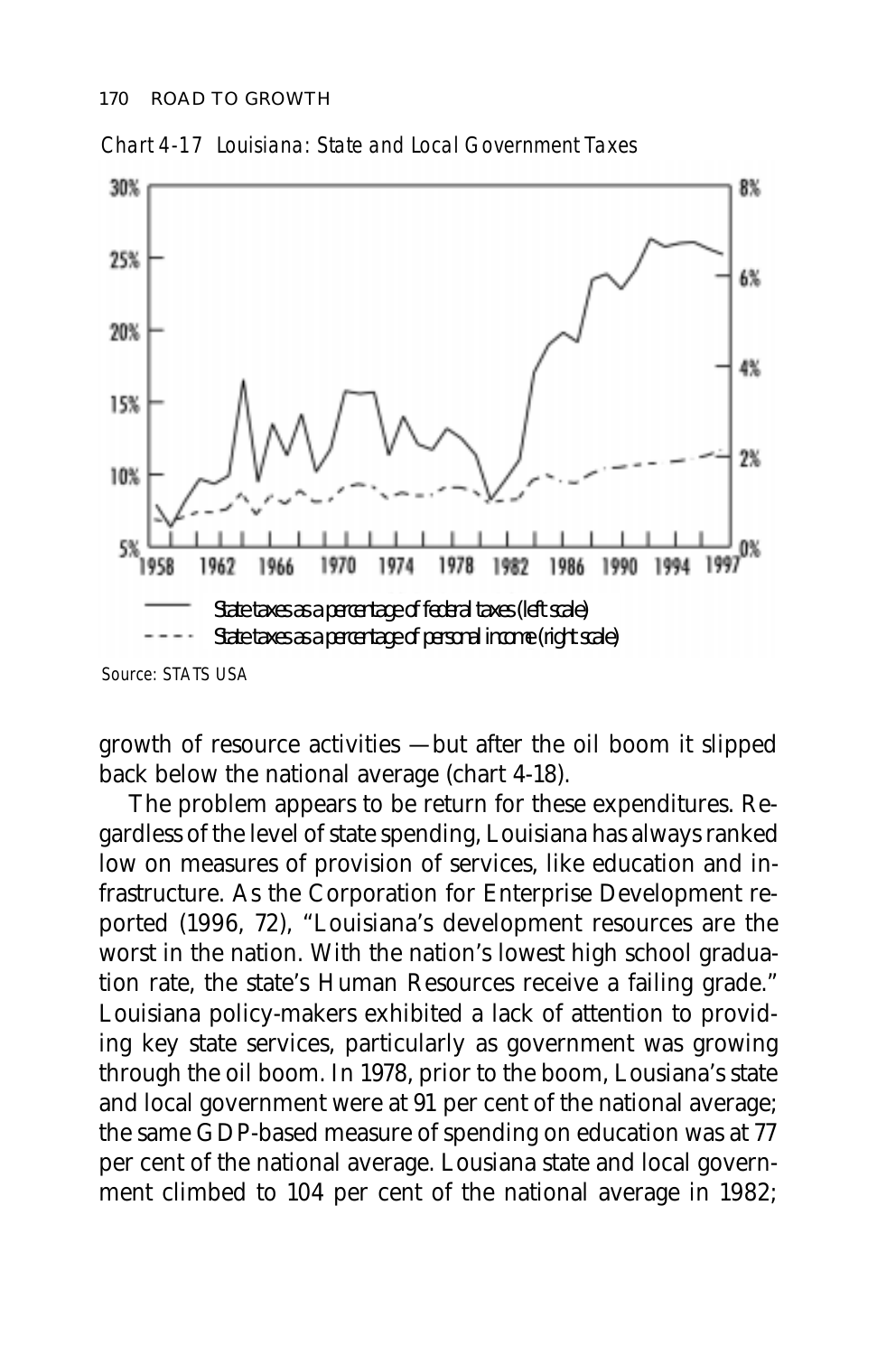*Chart 4-17 Louisiana: State and Local Government Taxes*

State taxes as a percentage of federal taxes (left scale)
State taxes as a percentage of personal income (right scale)

*Source: STATS USA*

growth of resource activities —but after the oil boom it slipped back below the national average (chart 4-18).

The problem appears to be return for these expenditures. Regardless of the level of state spending, Louisiana has always ranked low on measures of provision of services, like education and infrastructure. As the Corporation for Enterprise Development reported (1996, 72), "Louisiana's development resources are the worst in the nation. With the nation's lowest high school graduation rate, the state's Human Resources receive a failing grade." Louisiana policy-makers exhibited a lack of attention to providing key state services, particularly as government was growing through the oil boom. In 1978, prior to the boom, Lousiana's state and local government were at 91 per cent of the national average; the same GDP-based measure of spending on education was at 77 per cent of the national average. Lousiana state and local government climbed to 104 per cent of the national average in 1982;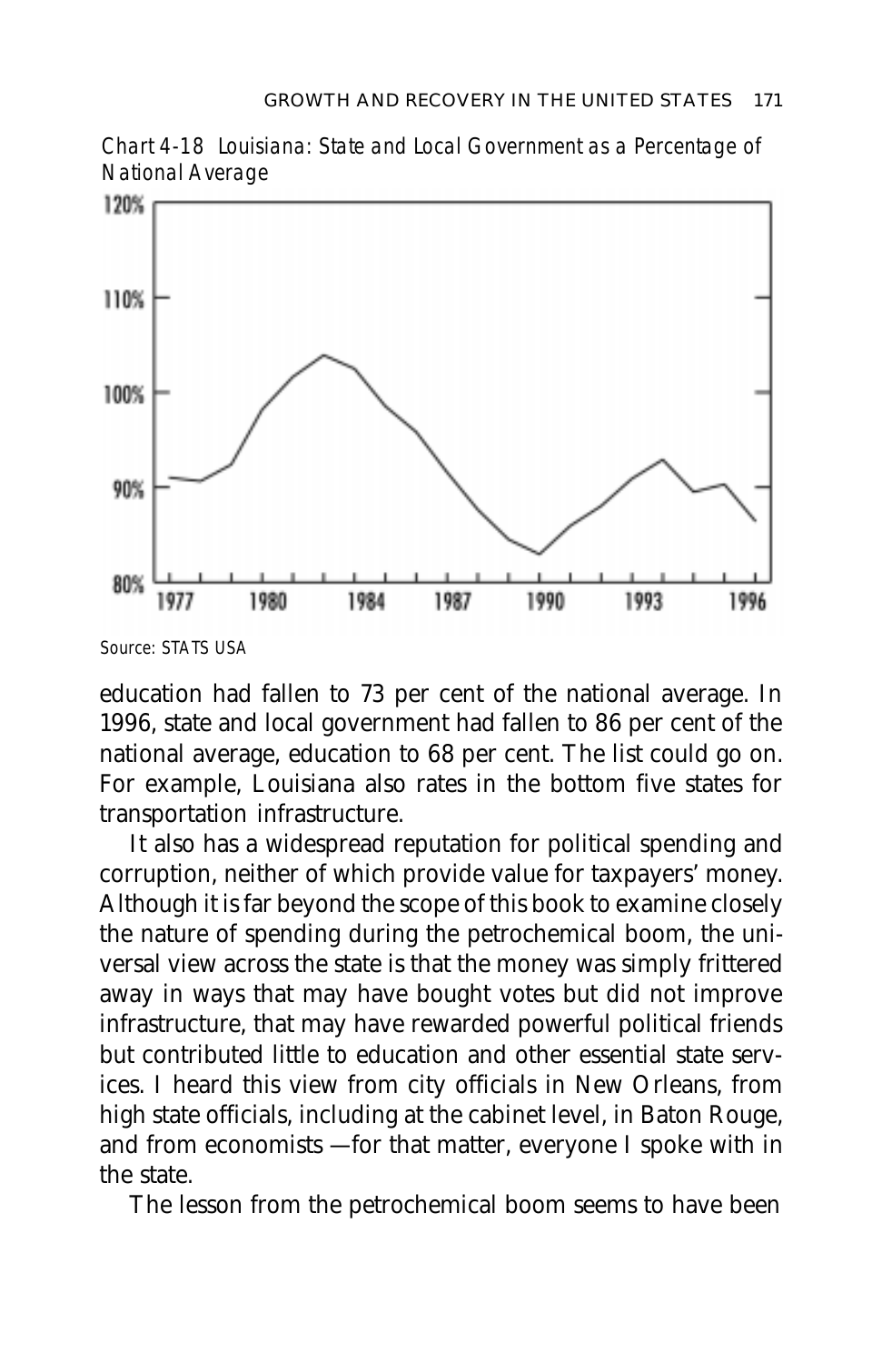Chart 4-18 Louisiana: State and Local Government as a Percentage of National Average

Source: STATS USA

education had fallen to 73 per cent of the national average. In 1996, state and local government had fallen to 86 per cent of the national average, education to 68 per cent. The list could go on. For example, Louisiana also rates in the bottom five states for transportation infrastructure.

It also has a widespread reputation for political spending and corruption, neither of which provide value for taxpayers' money. Although it is far beyond the scope of this book to examine closely the nature of spending during the petrochemical boom, the universal view across the state is that the money was simply frittered away in ways that may have bought votes but did not improve infrastructure, that may have rewarded powerful political friends but contributed little to education and other essential state services. I heard this view from city officials in New Orleans, from high state officials, including at the cabinet level, in Baton Rouge, and from economists —for that matter, everyone I spoke with in the state.

The lesson from the petrochemical boom seems to have been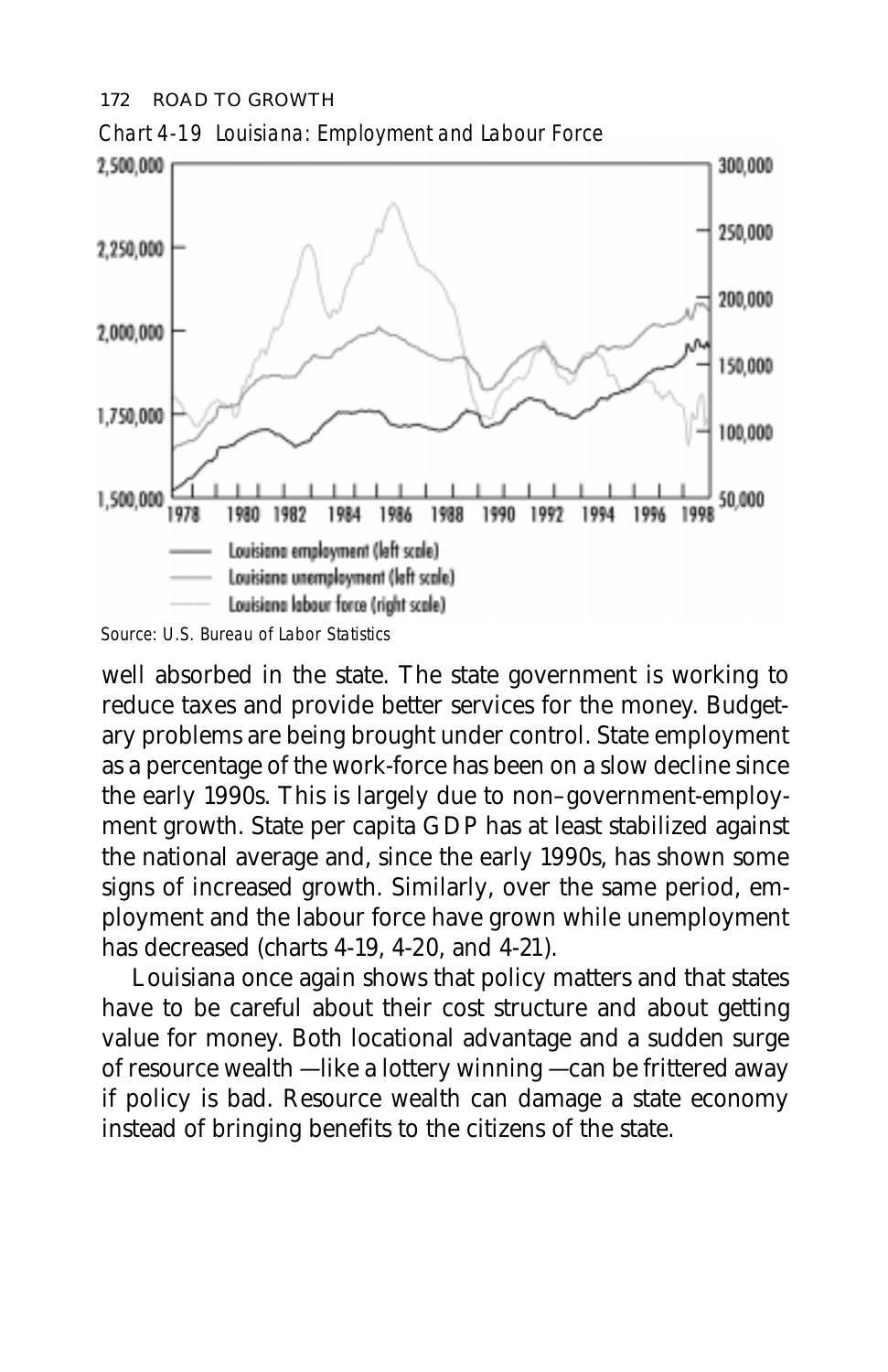*Chart 4-19 Louisiana: Employment and Labour Force*

Source: U.S. Bureau of Labor Statistics

well absorbed in the state. The state government is working to reduce taxes and provide better services for the money. Budgetary problems are being brought under control. State employment as a percentage of the work-force has been on a slow decline since the early 1990s. This is largely due to non–government-employment growth. State per capita GDP has at least stabilized against the national average and, since the early 1990s, has shown some signs of increased growth. Similarly, over the same period, employment and the labour force have grown while unemployment has decreased (charts 4-19, 4-20, and 4-21).

Louisiana once again shows that policy matters and that states have to be careful about their cost structure and about getting value for money. Both locational advantage and a sudden surge of resource wealth —like a lottery winning —can be frittered away if policy is bad. Resource wealth can damage a state economy instead of bringing benefits to the citizens of the state.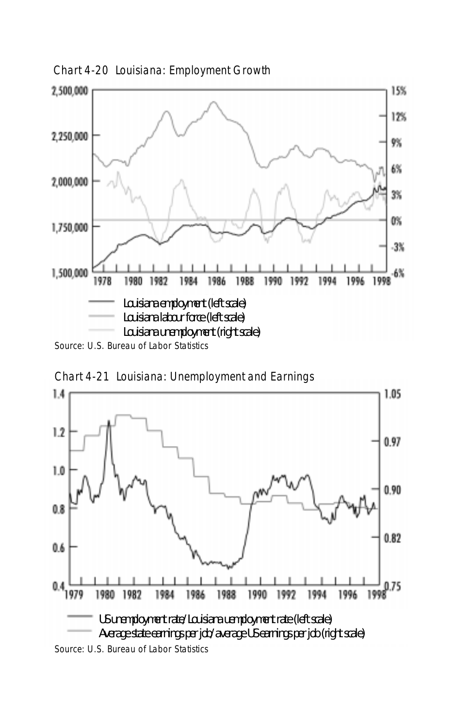Chart 4-20 Louisiana: Employment Growth

Louisiana employment (left scale)
Louisiana labour force (left scale)
Louisiana unemployment (right scale)

Source: U.S. Bureau of Labor Statistics

Chart 4-21 Louisiana: Unemployment and Earnings

US unemployment rate/Louisiana unemployment rate (left scale)
Average state earnings per job/average US earnings per job (right scale)

Source: U.S. Bureau of Labor Statistics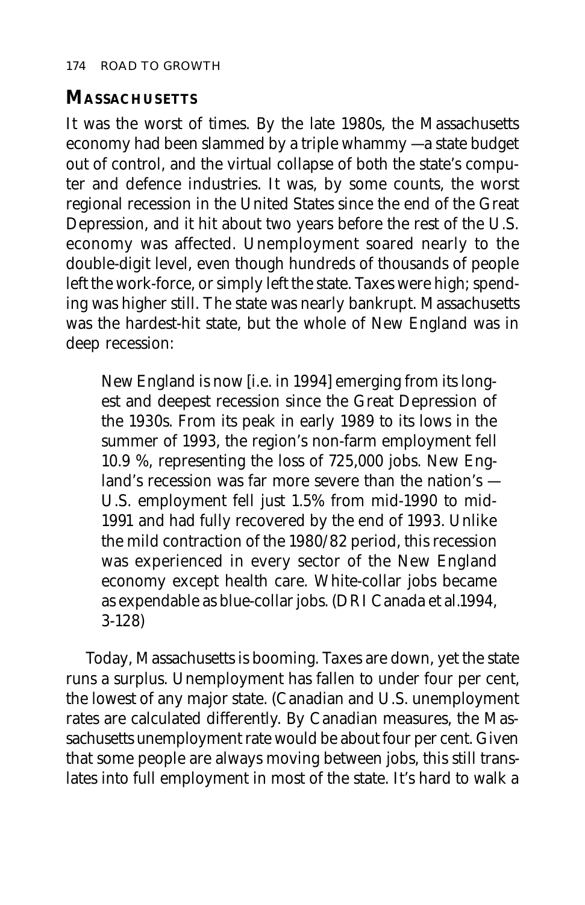## MASSACHUSETTS

It was the worst of times. By the late 1980s, the Massachusetts economy had been slammed by a triple whammy —a state budget out of control, and the virtual collapse of both the state's computer and defence industries. It was, by some counts, the worst regional recession in the United States since the end of the Great Depression, and it hit about two years before the rest of the U.S. economy was affected. Unemployment soared nearly to the double-digit level, even though hundreds of thousands of people left the work-force, or simply left the state. Taxes were high; spending was higher still. The state was nearly bankrupt. Massachusetts was the hardest-hit state, but the whole of New England was in deep recession:

> New England is now [i.e. in 1994] emerging from its longest and deepest recession since the Great Depression of the 1930s. From its peak in early 1989 to its lows in the summer of 1993, the region's non-farm employment fell 10.9 %, representing the loss of 725,000 jobs. New England's recession was far more severe than the nation's — U.S. employment fell just 1.5% from mid-1990 to mid-1991 and had fully recovered by the end of 1993. Unlike the mild contraction of the 1980/82 period, this recession was experienced in every sector of the New England economy except health care. White-collar jobs became as expendable as blue-collar jobs. (DRI Canada et al.1994, 3-128)

Today, Massachusetts is booming. Taxes are down, yet the state runs a surplus. Unemployment has fallen to under four per cent, the lowest of any major state. (Canadian and U.S. unemployment rates are calculated differently. By Canadian measures, the Massachusetts unemployment rate would be about four per cent. Given that some people are always moving between jobs, this still translates into full employment in most of the state. It's hard to walk a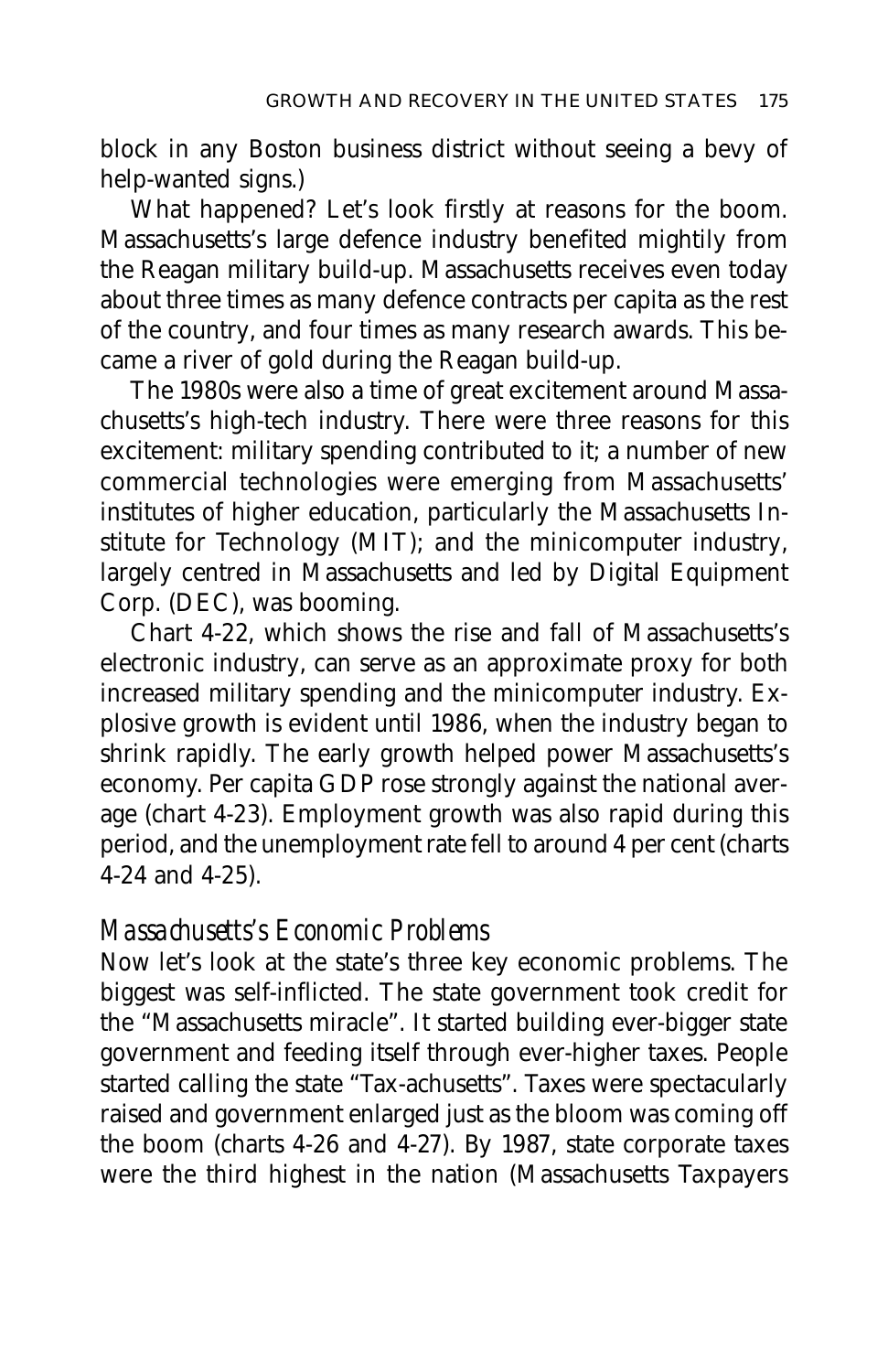block in any Boston business district without seeing a bevy of help-wanted signs.)

What happened? Let's look firstly at reasons for the boom. Massachusetts's large defence industry benefited mightily from the Reagan military build-up. Massachusetts receives even today about three times as many defence contracts per capita as the rest of the country, and four times as many research awards. This became a river of gold during the Reagan build-up.

The 1980s were also a time of great excitement around Massachusetts's high-tech industry. There were three reasons for this excitement: military spending contributed to it; a number of new commercial technologies were emerging from Massachusetts' institutes of higher education, particularly the Massachusetts Institute for Technology (MIT); and the minicomputer industry, largely centred in Massachusetts and led by Digital Equipment Corp. (DEC), was booming.

Chart 4-22, which shows the rise and fall of Massachusetts's electronic industry, can serve as an approximate proxy for both increased military spending and the minicomputer industry. Explosive growth is evident until 1986, when the industry began to shrink rapidly. The early growth helped power Massachusetts's economy. Per capita GDP rose strongly against the national average (chart 4-23). Employment growth was also rapid during this period, and the unemployment rate fell to around 4 per cent (charts 4-24 and 4-25).

### *Massachusetts's Economic Problems*

Now let's look at the state's three key economic problems. The biggest was self-inflicted. The state government took credit for the "Massachusetts miracle". It started building ever-bigger state government and feeding itself through ever-higher taxes. People started calling the state "Tax-achusetts". Taxes were spectacularly raised and government enlarged just as the bloom was coming off the boom (charts 4-26 and 4-27). By 1987, state corporate taxes were the third highest in the nation (Massachusetts Taxpayers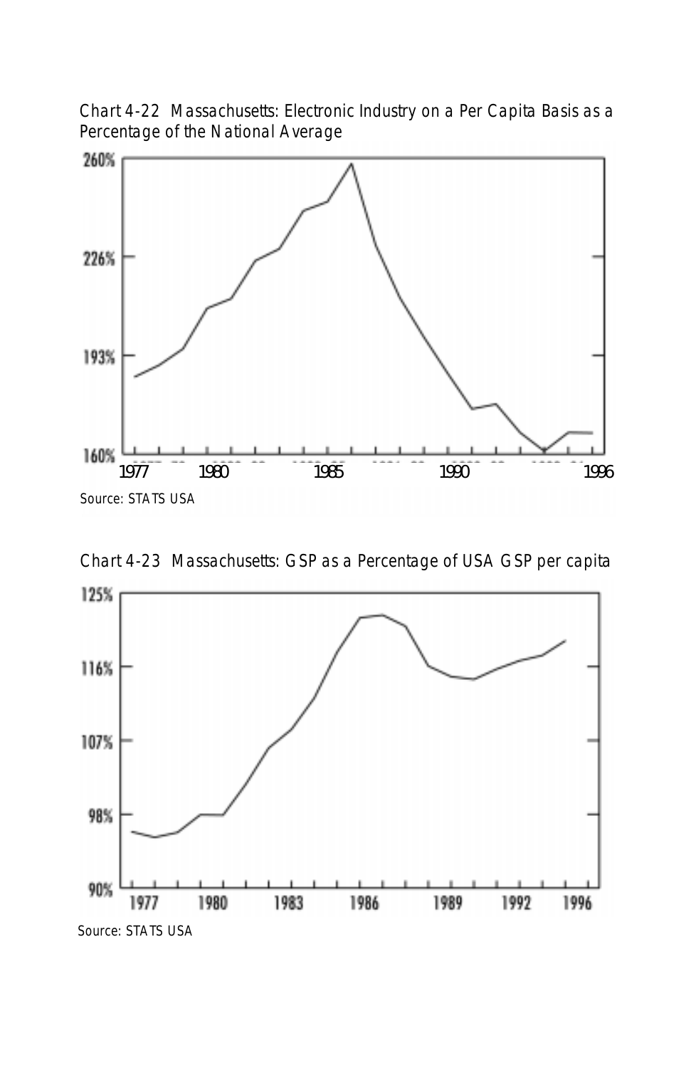Chart 4-22 Massachusetts: Electronic Industry on a Per Capita Basis as a Percentage of the National Average

Source: STATS USA

Chart 4-23 Massachusetts: GSP as a Percentage of USA GSP per capita

Source: STATS USA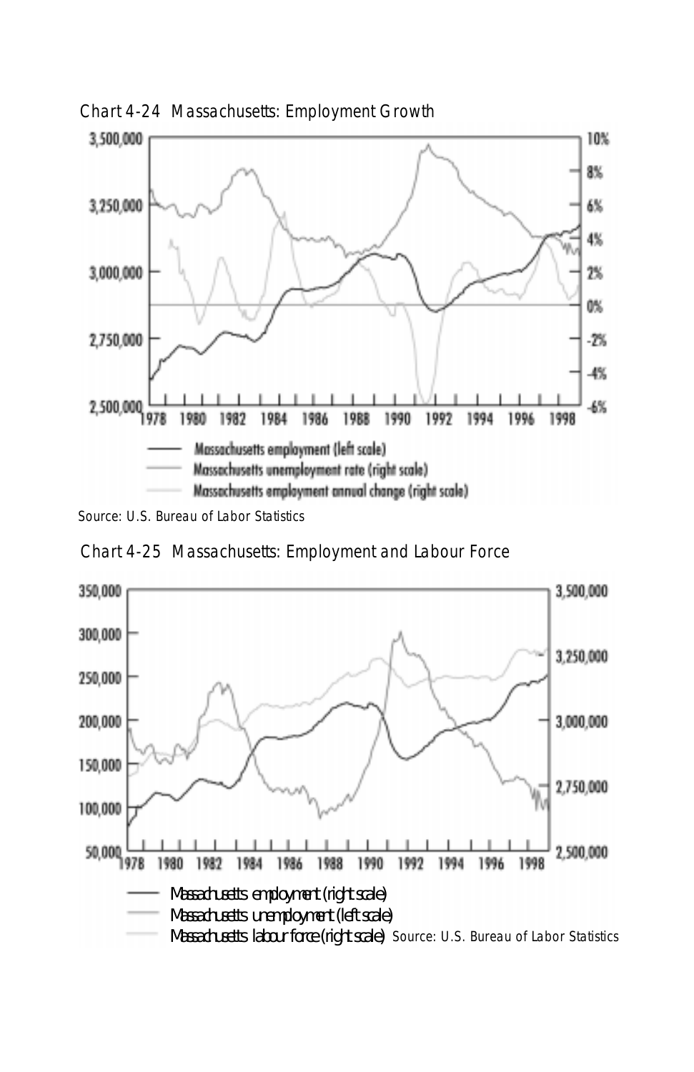Chart 4-24 Massachusetts: Employment Growth

Source: U.S. Bureau of Labor Statistics

Chart 4-25 Massachusetts: Employment and Labour Force

Source: U.S. Bureau of Labor Statistics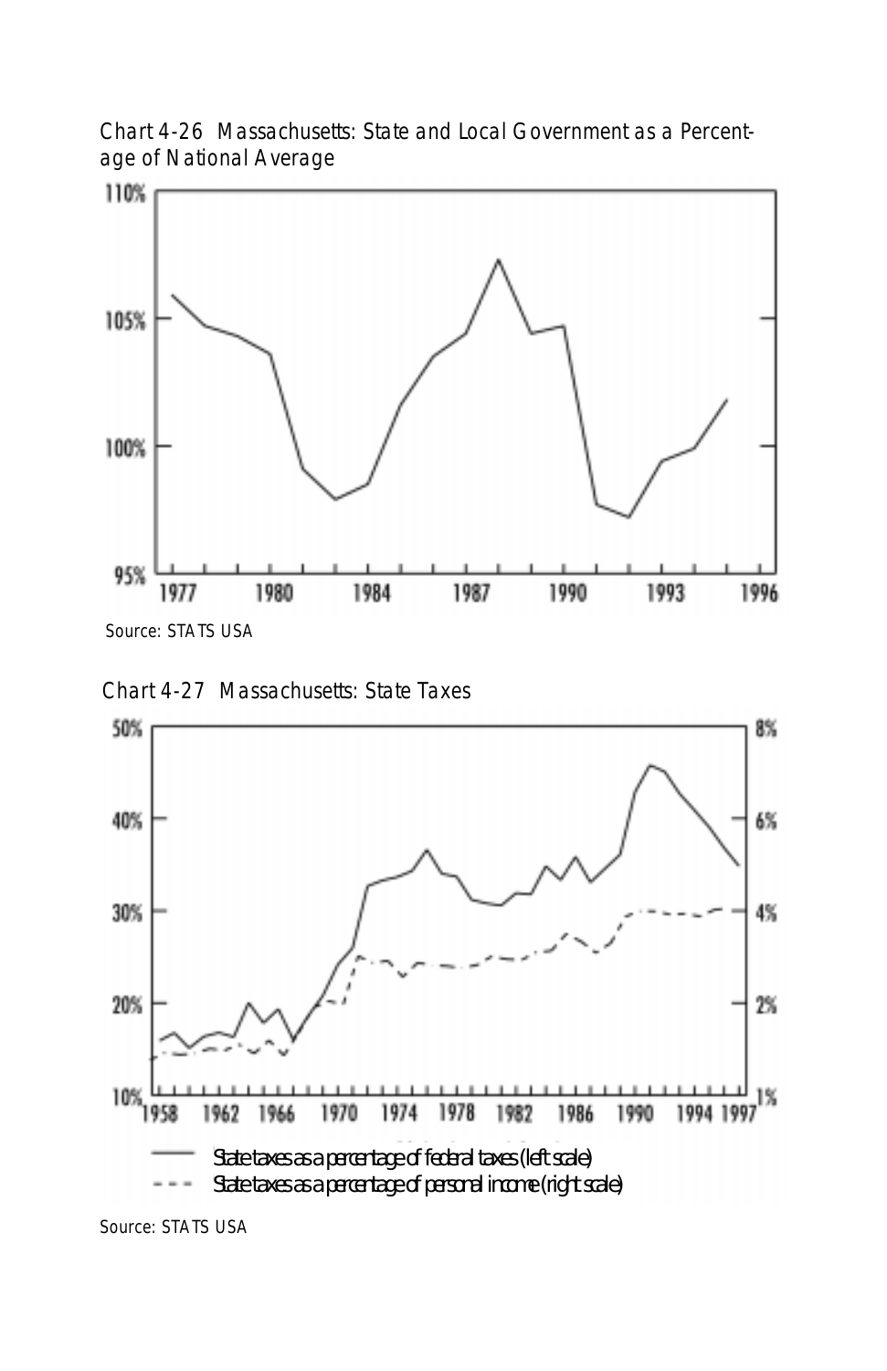Chart 4-26 Massachusetts: State and Local Government as a Percentage of National Average

Source: STATS USA

Chart 4-27 Massachusetts: State Taxes

State taxes as a percentage of federal taxes (left scale)

State taxes as a percentage of personal income (right scale)

Source: STATS USA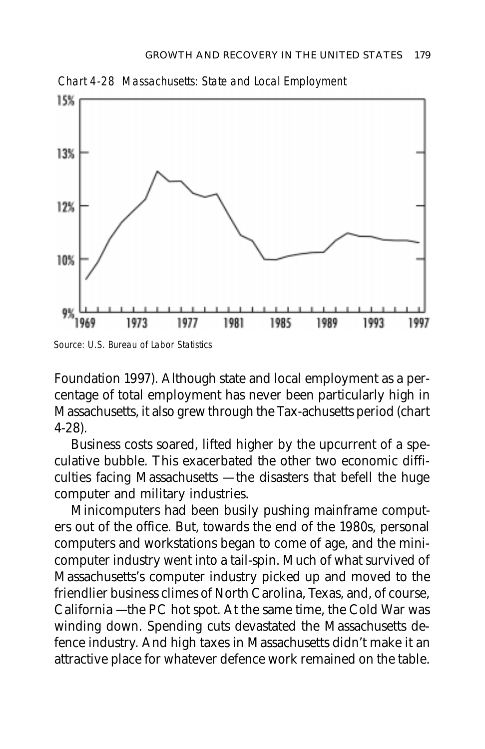*Chart 4-28 Massachusetts: State and Local Employment*

*Source: U.S. Bureau of Labor Statistics*

Foundation 1997). Although state and local employment as a percentage of total employment has never been particularly high in Massachusetts, it also grew through the Tax-achusetts period (chart 4-28).

Business costs soared, lifted higher by the upcurrent of a speculative bubble. This exacerbated the other two economic difficulties facing Massachusetts — the disasters that befell the huge computer and military industries.

Minicomputers had been busily pushing mainframe computers out of the office. But, towards the end of the 1980s, personal computers and workstations began to come of age, and the minicomputer industry went into a tail-spin. Much of what survived of Massachusetts's computer industry picked up and moved to the friendlier business climes of North Carolina, Texas, and, of course, California —the PC hot spot. At the same time, the Cold War was winding down. Spending cuts devastated the Massachusetts defence industry. And high taxes in Massachusetts didn't make it an attractive place for whatever defence work remained on the table.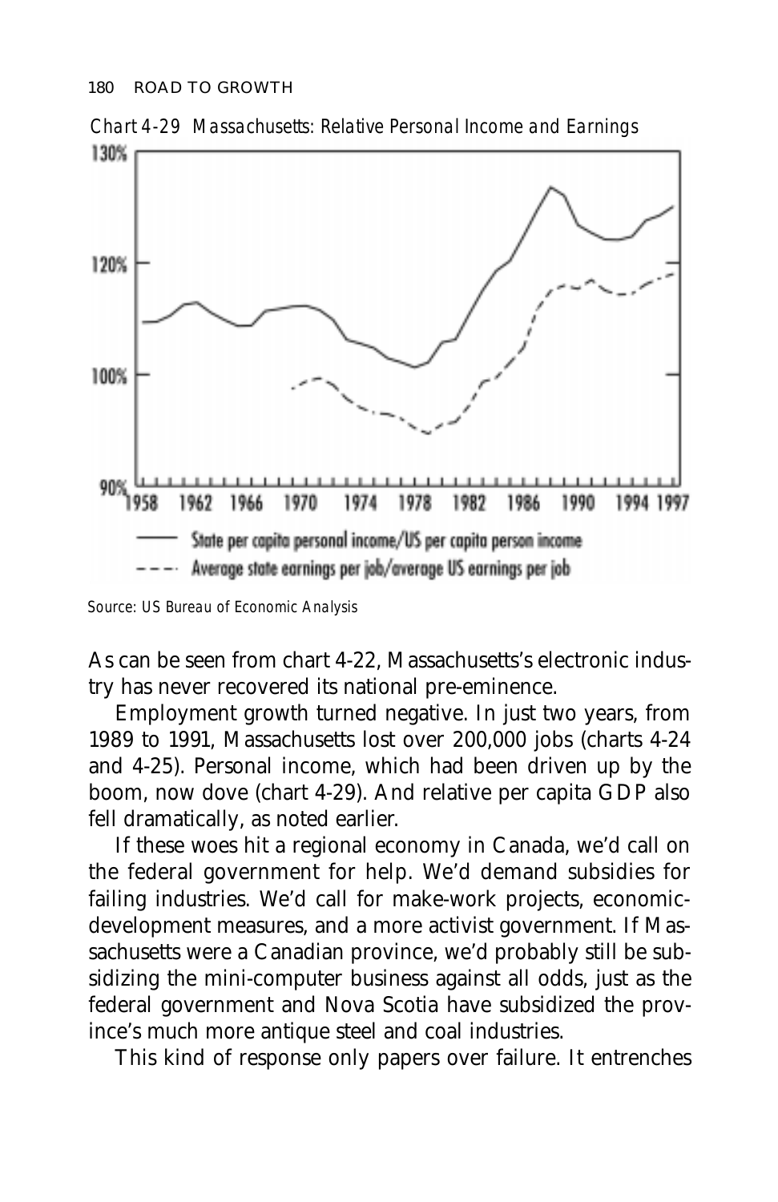*Chart 4-29 Massachusetts: Relative Personal Income and Earnings*

Source: US Bureau of Economic Analysis

As can be seen from chart 4-22, Massachusetts's electronic industry has never recovered its national pre-eminence.

Employment growth turned negative. In just two years, from 1989 to 1991, Massachusetts lost over 200,000 jobs (charts 4-24 and 4-25). Personal income, which had been driven up by the boom, now dove (chart 4-29). And relative per capita GDP also fell dramatically, as noted earlier.

If these woes hit a regional economy in Canada, we'd call on the federal government for help. We'd demand subsidies for failing industries. We'd call for make-work projects, economic-development measures, and a more activist government. If Massachusetts were a Canadian province, we'd probably still be subsidizing the mini-computer business against all odds, just as the federal government and Nova Scotia have subsidized the province's much more antique steel and coal industries.

This kind of response only papers over failure. It entrenches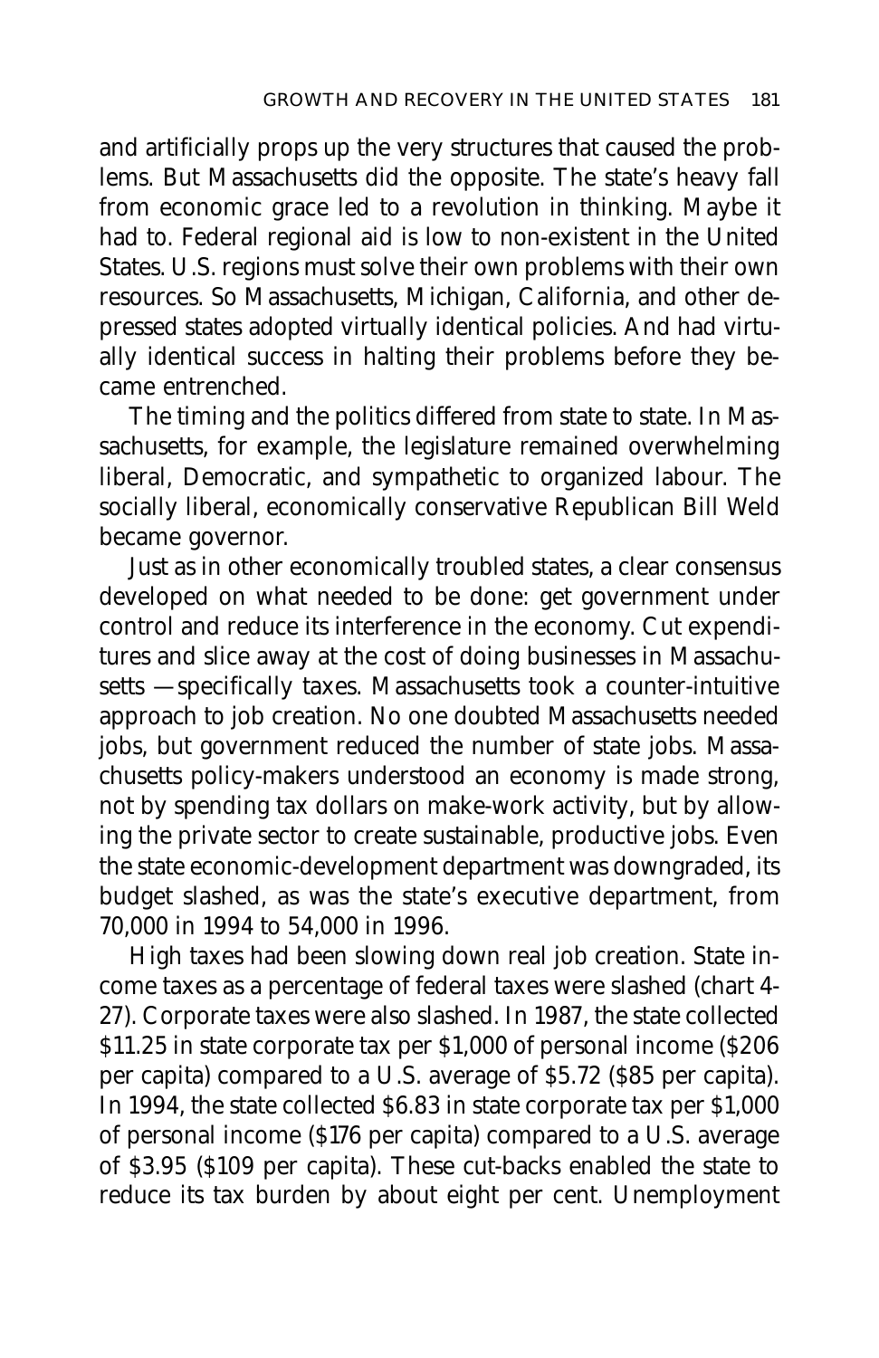and artificially props up the very structures that caused the problems. But Massachusetts did the opposite. The state's heavy fall from economic grace led to a revolution in thinking. Maybe it had to. Federal regional aid is low to non-existent in the United States. U.S. regions must solve their own problems with their own resources. So Massachusetts, Michigan, California, and other depressed states adopted virtually identical policies. And had virtually identical success in halting their problems before they became entrenched.

The timing and the politics differed from state to state. In Massachusetts, for example, the legislature remained overwhelming liberal, Democratic, and sympathetic to organized labour. The socially liberal, economically conservative Republican Bill Weld became governor.

Just as in other economically troubled states, a clear consensus developed on what needed to be done: get government under control and reduce its interference in the economy. Cut expenditures and slice away at the cost of doing businesses in Massachusetts —specifically taxes. Massachusetts took a counter-intuitive approach to job creation. No one doubted Massachusetts needed jobs, but government reduced the number of state jobs. Massachusetts policy-makers understood an economy is made strong, not by spending tax dollars on make-work activity, but by allowing the private sector to create sustainable, productive jobs. Even the state economic-development department was downgraded, its budget slashed, as was the state's executive department, from 70,000 in 1994 to 54,000 in 1996.

High taxes had been slowing down real job creation. State income taxes as a percentage of federal taxes were slashed (chart 4-27). Corporate taxes were also slashed. In 1987, the state collected \$11.25 in state corporate tax per \$1,000 of personal income (\$206 per capita) compared to a U.S. average of \$5.72 (\$85 per capita). In 1994, the state collected \$6.83 in state corporate tax per \$1,000 of personal income (\$176 per capita) compared to a U.S. average of \$3.95 (\$109 per capita). These cut-backs enabled the state to reduce its tax burden by about eight per cent. Unemployment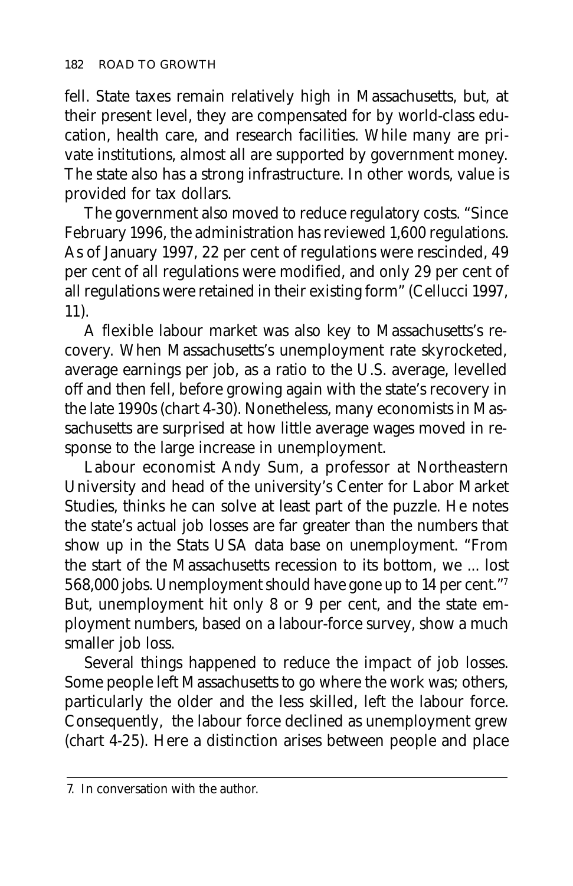fell. State taxes remain relatively high in Massachusetts, but, at their present level, they are compensated for by world-class education, health care, and research facilities. While many are private institutions, almost all are supported by government money. The state also has a strong infrastructure. In other words, value is provided for tax dollars.

The government also moved to reduce regulatory costs. "Since February 1996, the administration has reviewed 1,600 regulations. As of January 1997, 22 per cent of regulations were rescinded, 49 per cent of all regulations were modified, and only 29 per cent of all regulations were retained in their existing form" (Cellucci 1997, 11).

A flexible labour market was also key to Massachusetts's recovery. When Massachusetts's unemployment rate skyrocketed, average earnings per job, as a ratio to the U.S. average, levelled off and then fell, before growing again with the state's recovery in the late 1990s (chart 4-30). Nonetheless, many economists in Massachusetts are surprised at how little average wages moved in response to the large increase in unemployment.

Labour economist Andy Sum, a professor at Northeastern University and head of the university's Center for Labor Market Studies, thinks he can solve at least part of the puzzle. He notes the state's actual job losses are far greater than the numbers that show up in the Stats USA data base on unemployment. "From the start of the Massachusetts recession to its bottom, we ... lost 568,000 jobs. Unemployment should have gone up to 14 per cent."[7] But, unemployment hit only 8 or 9 per cent, and the state employment numbers, based on a labour-force survey, show a much smaller job loss.

Several things happened to reduce the impact of job losses. Some people left Massachusetts to go where the work was; others, particularly the older and the less skilled, left the labour force. Consequently, the labour force declined as unemployment grew (chart 4-25). Here a distinction arises between people and place

---

7. In conversation with the author.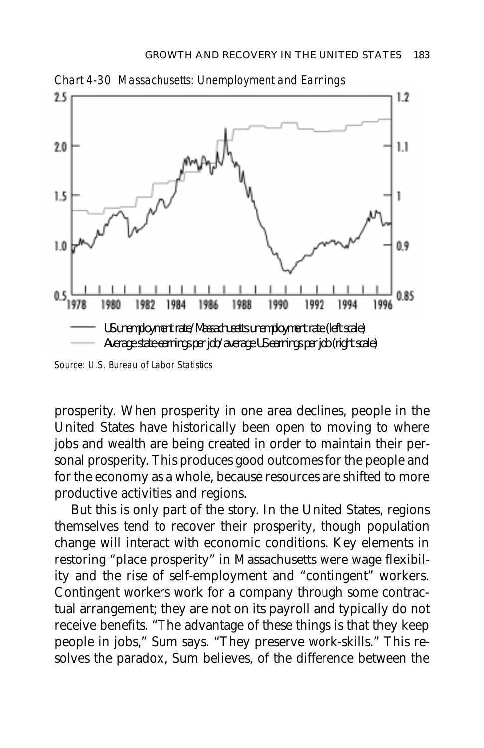*Chart 4-30 Massachusetts: Unemployment and Earnings*

US unemployment rate/Massachusetts unemployment rate (left scale)

Average state earnings per job/average US earnings per job (right scale)

*Source: U.S. Bureau of Labor Statistics*

prosperity. When prosperity in one area declines, people in the United States have historically been open to moving to where jobs and wealth are being created in order to maintain their personal prosperity. This produces good outcomes for the people and for the economy as a whole, because resources are shifted to more productive activities and regions.

But this is only part of the story. In the United States, regions themselves tend to recover their prosperity, though population change will interact with economic conditions. Key elements in restoring "place prosperity" in Massachusetts were wage flexibility and the rise of self-employment and "contingent" workers. Contingent workers work for a company through some contractual arrangement; they are not on its payroll and typically do not receive benefits. "The advantage of these things is that they keep people in jobs," Sum says. "They preserve work-skills." This resolves the paradox, Sum believes, of the difference between the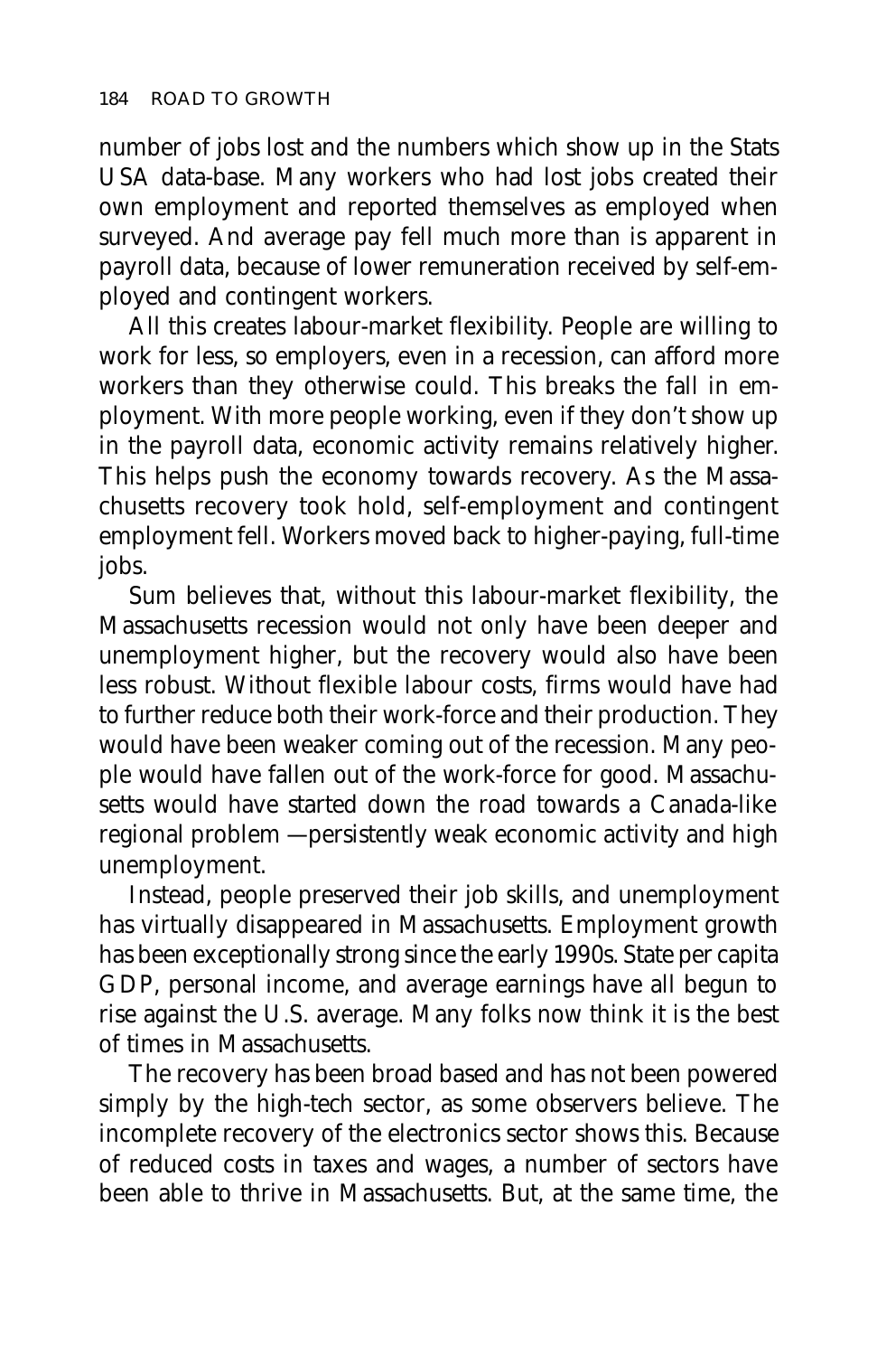number of jobs lost and the numbers which show up in the Stats USA data-base. Many workers who had lost jobs created their own employment and reported themselves as employed when surveyed. And average pay fell much more than is apparent in payroll data, because of lower remuneration received by self-employed and contingent workers.

All this creates labour-market flexibility. People are willing to work for less, so employers, even in a recession, can afford more workers than they otherwise could. This breaks the fall in employment. With more people working, even if they don't show up in the payroll data, economic activity remains relatively higher. This helps push the economy towards recovery. As the Massachusetts recovery took hold, self-employment and contingent employment fell. Workers moved back to higher-paying, full-time jobs.

Sum believes that, without this labour-market flexibility, the Massachusetts recession would not only have been deeper and unemployment higher, but the recovery would also have been less robust. Without flexible labour costs, firms would have had to further reduce both their work-force and their production. They would have been weaker coming out of the recession. Many people would have fallen out of the work-force for good. Massachusetts would have started down the road towards a Canada-like regional problem —persistently weak economic activity and high unemployment.

Instead, people preserved their job skills, and unemployment has virtually disappeared in Massachusetts. Employment growth has been exceptionally strong since the early 1990s. State per capita GDP, personal income, and average earnings have all begun to rise against the U.S. average. Many folks now think it is the best of times in Massachusetts.

The recovery has been broad based and has not been powered simply by the high-tech sector, as some observers believe. The incomplete recovery of the electronics sector shows this. Because of reduced costs in taxes and wages, a number of sectors have been able to thrive in Massachusetts. But, at the same time, the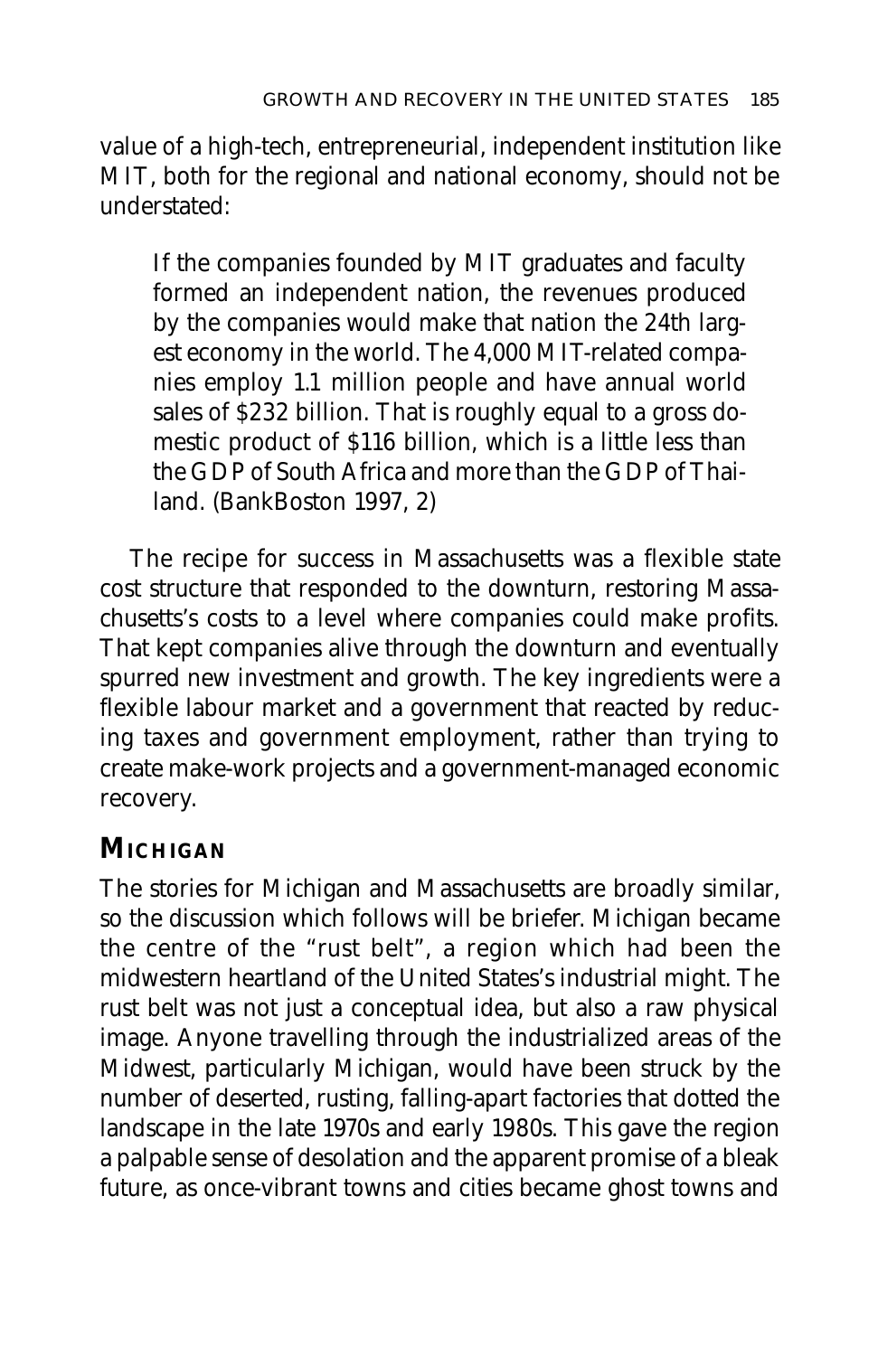value of a high-tech, entrepreneurial, independent institution like MIT, both for the regional and national economy, should not be understated:

> If the companies founded by MIT graduates and faculty formed an independent nation, the revenues produced by the companies would make that nation the 24th largest economy in the world. The 4,000 MIT-related companies employ 1.1 million people and have annual world sales of $232 billion. That is roughly equal to a gross domestic product of $116 billion, which is a little less than the GDP of South Africa and more than the GDP of Thailand. (BankBoston 1997, 2)

The recipe for success in Massachusetts was a flexible state cost structure that responded to the downturn, restoring Massachusetts's costs to a level where companies could make profits. That kept companies alive through the downturn and eventually spurred new investment and growth. The key ingredients were a flexible labour market and a government that reacted by reducing taxes and government employment, rather than trying to create make-work projects and a government-managed economic recovery.

## MICHIGAN

The stories for Michigan and Massachusetts are broadly similar, so the discussion which follows will be briefer. Michigan became the centre of the "rust belt", a region which had been the midwestern heartland of the United States's industrial might. The rust belt was not just a conceptual idea, but also a raw physical image. Anyone travelling through the industrialized areas of the Midwest, particularly Michigan, would have been struck by the number of deserted, rusting, falling-apart factories that dotted the landscape in the late 1970s and early 1980s. This gave the region a palpable sense of desolation and the apparent promise of a bleak future, as once-vibrant towns and cities became ghost towns and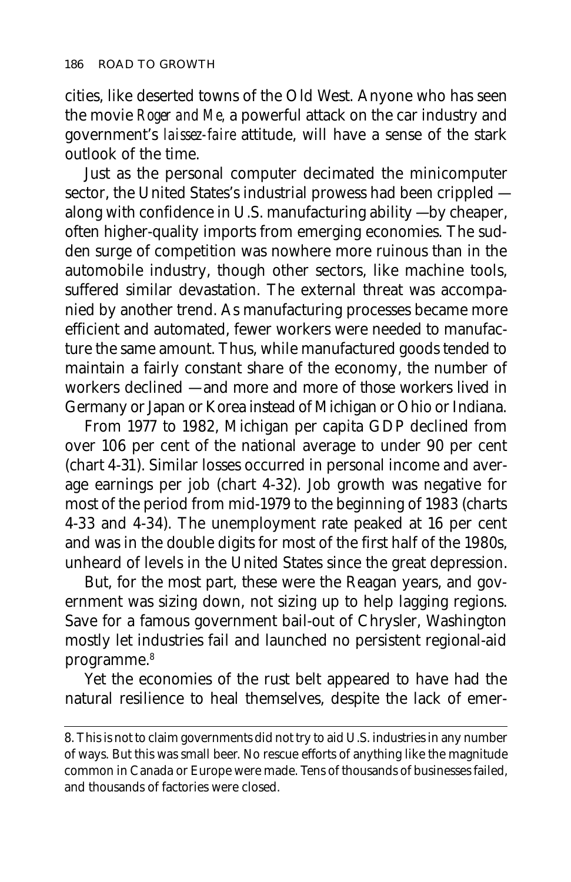cities, like deserted towns of the Old West. Anyone who has seen the movie *Roger and Me,* a powerful attack on the car industry and government's *laissez-faire* attitude, will have a sense of the stark outlook of the time.

Just as the personal computer decimated the minicomputer sector, the United States's industrial prowess had been crippled — along with confidence in U.S. manufacturing ability —by cheaper, often higher-quality imports from emerging economies. The sudden surge of competition was nowhere more ruinous than in the automobile industry, though other sectors, like machine tools, suffered similar devastation. The external threat was accompanied by another trend. As manufacturing processes became more efficient and automated, fewer workers were needed to manufacture the same amount. Thus, while manufactured goods tended to maintain a fairly constant share of the economy, the number of workers declined —and more and more of those workers lived in Germany or Japan or Korea instead of Michigan or Ohio or Indiana.

From 1977 to 1982, Michigan per capita GDP declined from over 106 per cent of the national average to under 90 per cent (chart 4-31). Similar losses occurred in personal income and average earnings per job (chart 4-32). Job growth was negative for most of the period from mid-1979 to the beginning of 1983 (charts 4-33 and 4-34). The unemployment rate peaked at 16 per cent and was in the double digits for most of the first half of the 1980s, unheard of levels in the United States since the great depression.

But, for the most part, these were the Reagan years, and government was sizing down, not sizing up to help lagging regions. Save for a famous government bail-out of Chrysler, Washington mostly let industries fail and launched no persistent regional-aid programme.[8]

Yet the economies of the rust belt appeared to have had the natural resilience to heal themselves, despite the lack of emer-

---

8. This is not to claim governments did not try to aid U.S. industries in any number of ways. But this was small beer. No rescue efforts of anything like the magnitude common in Canada or Europe were made. Tens of thousands of businesses failed, and thousands of factories were closed.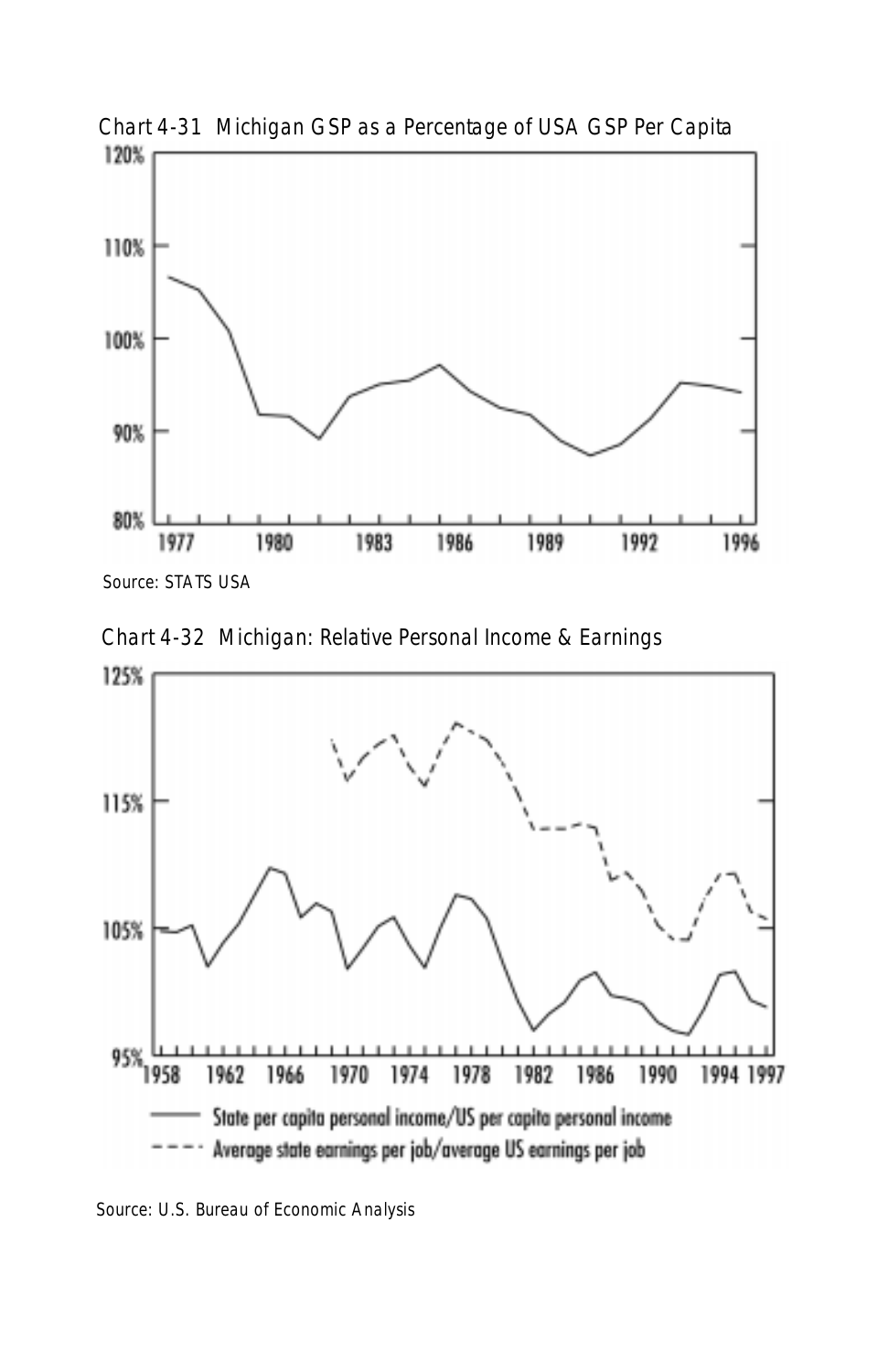Chart 4-31 Michigan GSP as a Percentage of USA GSP Per Capita

Source: STATS USA

Chart 4-32 Michigan: Relative Personal Income & Earnings

Source: U.S. Bureau of Economic Analysis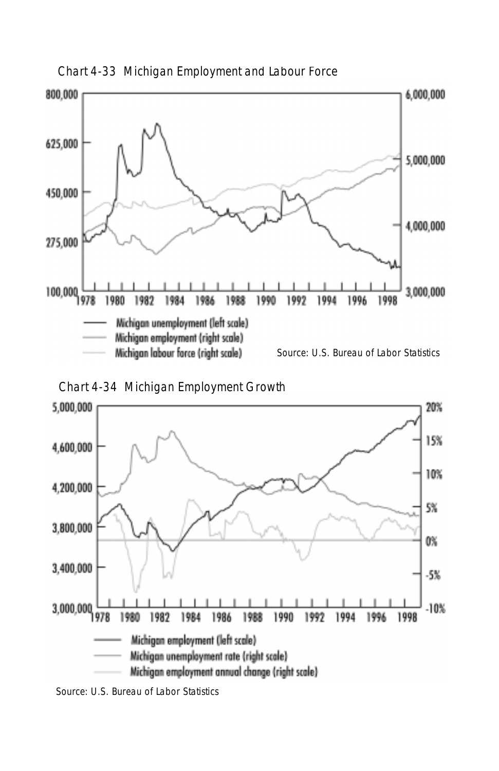Chart 4-33 Michigan Employment and Labour Force

800,000
625,000
450,000
275,000
100,000

6,000,000
5,000,000
4,000,000
3,000,000

1978 1980 1982 1984 1986 1988 1990 1992 1994 1996 1998

Michigan unemployment (left scale)
Michigan employment (right scale)
Michigan labour force (right scale)

Source: U.S. Bureau of Labor Statistics

Chart 4-34 Michigan Employment Growth

5,000,000
4,600,000
4,200,000
3,800,000
3,400,000
3,000,000

20%
15%
10%
5%
0%
-5%
-10%

1978 1980 1982 1984 1986 1988 1990 1992 1994 1996 1998

Michigan employment (left scale)
Michigan unemployment rate (right scale)
Michigan employment annual change (right scale)

Source: U.S. Bureau of Labor Statistics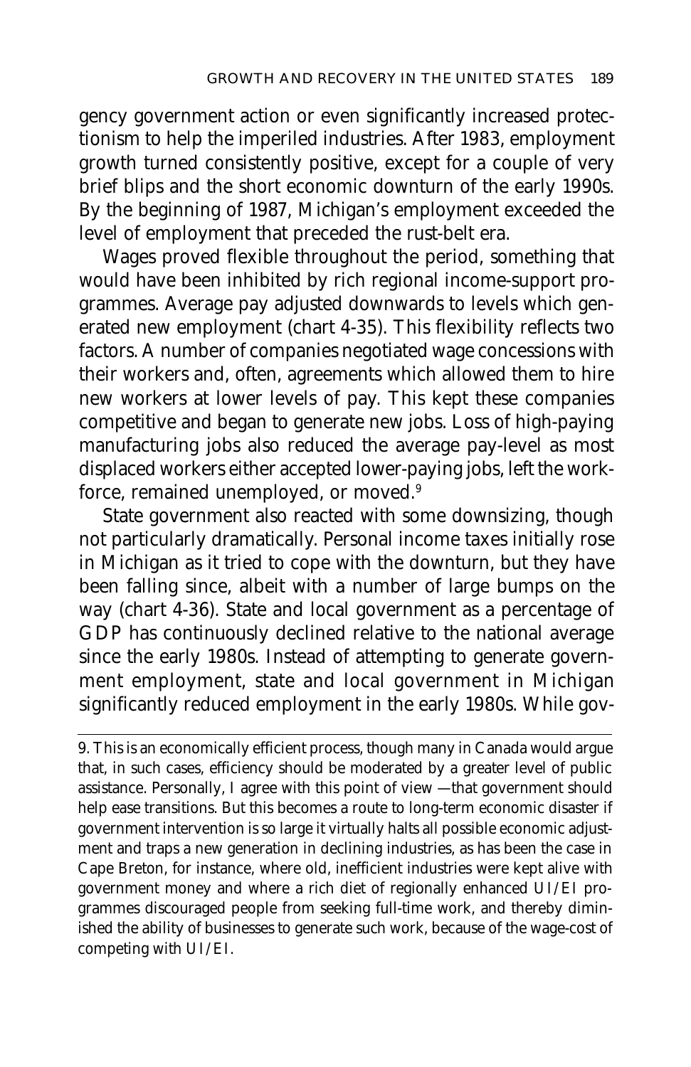gency government action or even significantly increased protectionism to help the imperiled industries. After 1983, employment growth turned consistently positive, except for a couple of very brief blips and the short economic downturn of the early 1990s. By the beginning of 1987, Michigan's employment exceeded the level of employment that preceded the rust-belt era.

Wages proved flexible throughout the period, something that would have been inhibited by rich regional income-support programmes. Average pay adjusted downwards to levels which generated new employment (chart 4-35). This flexibility reflects two factors. A number of companies negotiated wage concessions with their workers and, often, agreements which allowed them to hire new workers at lower levels of pay. This kept these companies competitive and began to generate new jobs. Loss of high-paying manufacturing jobs also reduced the average pay-level as most displaced workers either accepted lower-paying jobs, left the workforce, remained unemployed, or moved.[9]

State government also reacted with some downsizing, though not particularly dramatically. Personal income taxes initially rose in Michigan as it tried to cope with the downturn, but they have been falling since, albeit with a number of large bumps on the way (chart 4-36). State and local government as a percentage of GDP has continuously declined relative to the national average since the early 1980s. Instead of attempting to generate government employment, state and local government in Michigan significantly reduced employment in the early 1980s. While gov-

---

9. This is an economically efficient process, though many in Canada would argue that, in such cases, efficiency should be moderated by a greater level of public assistance. Personally, I agree with this point of view —that government should help ease transitions. But this becomes a route to long-term economic disaster if government intervention is so large it virtually halts all possible economic adjustment and traps a new generation in declining industries, as has been the case in Cape Breton, for instance, where old, inefficient industries were kept alive with government money and where a rich diet of regionally enhanced UI/EI programmes discouraged people from seeking full-time work, and thereby diminished the ability of businesses to generate such work, because of the wage-cost of competing with UI/EI.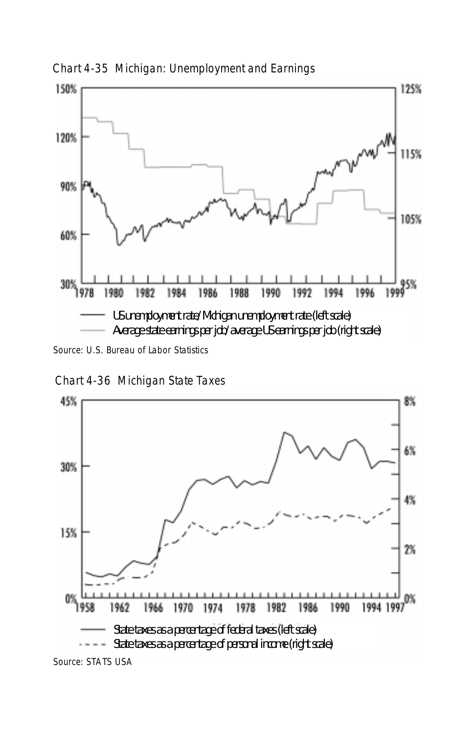Chart 4-35 Michigan: Unemployment and Earnings

150%
120%
90%
60%
30%

125%
115%
105%
95%

1978 1980 1982 1984 1986 1988 1990 1992 1994 1996 1999

US unemployment rate/Michigan unemployment rate (left scale)

Average state earnings per job/average US earnings per job (right scale)

Source: U.S. Bureau of Labor Statistics

Chart 4-36 Michigan State Taxes

45%
30%
15%
0%

8%
6%
4%
2%
0%

1958 1962 1966 1970 1974 1978 1982 1986 1990 1994 1997

State taxes as a percentage of federal taxes (left scale)

State taxes as a percentage of personal income (right scale)

Source: STATS USA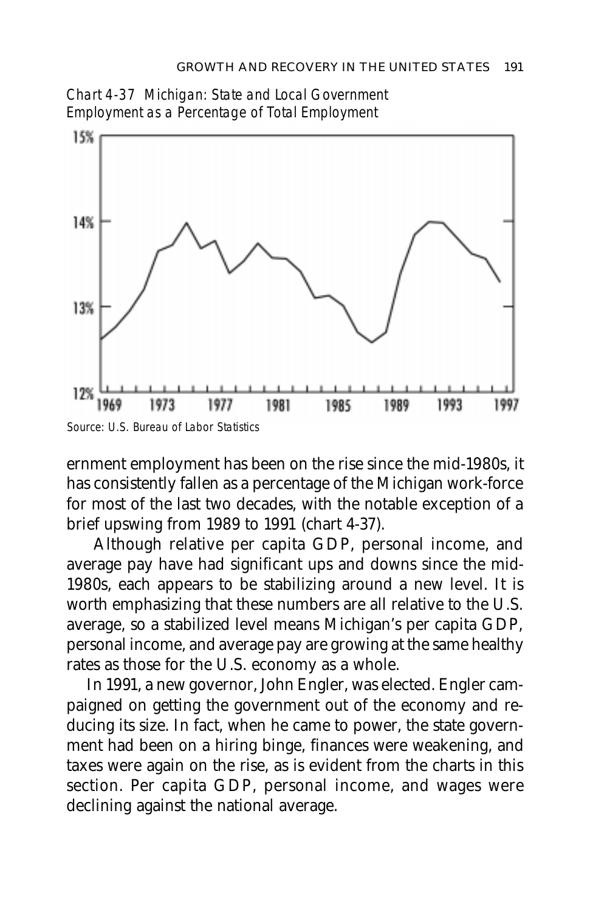*Chart 4-37 Michigan: State and Local Government Employment as a Percentage of Total Employment*

*Source: U.S. Bureau of Labor Statistics*

ernment employment has been on the rise since the mid-1980s, it has consistently fallen as a percentage of the Michigan work-force for most of the last two decades, with the notable exception of a brief upswing from 1989 to 1991 (chart 4-37).

Although relative per capita GDP, personal income, and average pay have had significant ups and downs since the mid-1980s, each appears to be stabilizing around a new level. It is worth emphasizing that these numbers are all relative to the U.S. average, so a stabilized level means Michigan's per capita GDP, personal income, and average pay are growing at the same healthy rates as those for the U.S. economy as a whole.

In 1991, a new governor, John Engler, was elected. Engler campaigned on getting the government out of the economy and reducing its size. In fact, when he came to power, the state government had been on a hiring binge, finances were weakening, and taxes were again on the rise, as is evident from the charts in this section. Per capita GDP, personal income, and wages were declining against the national average.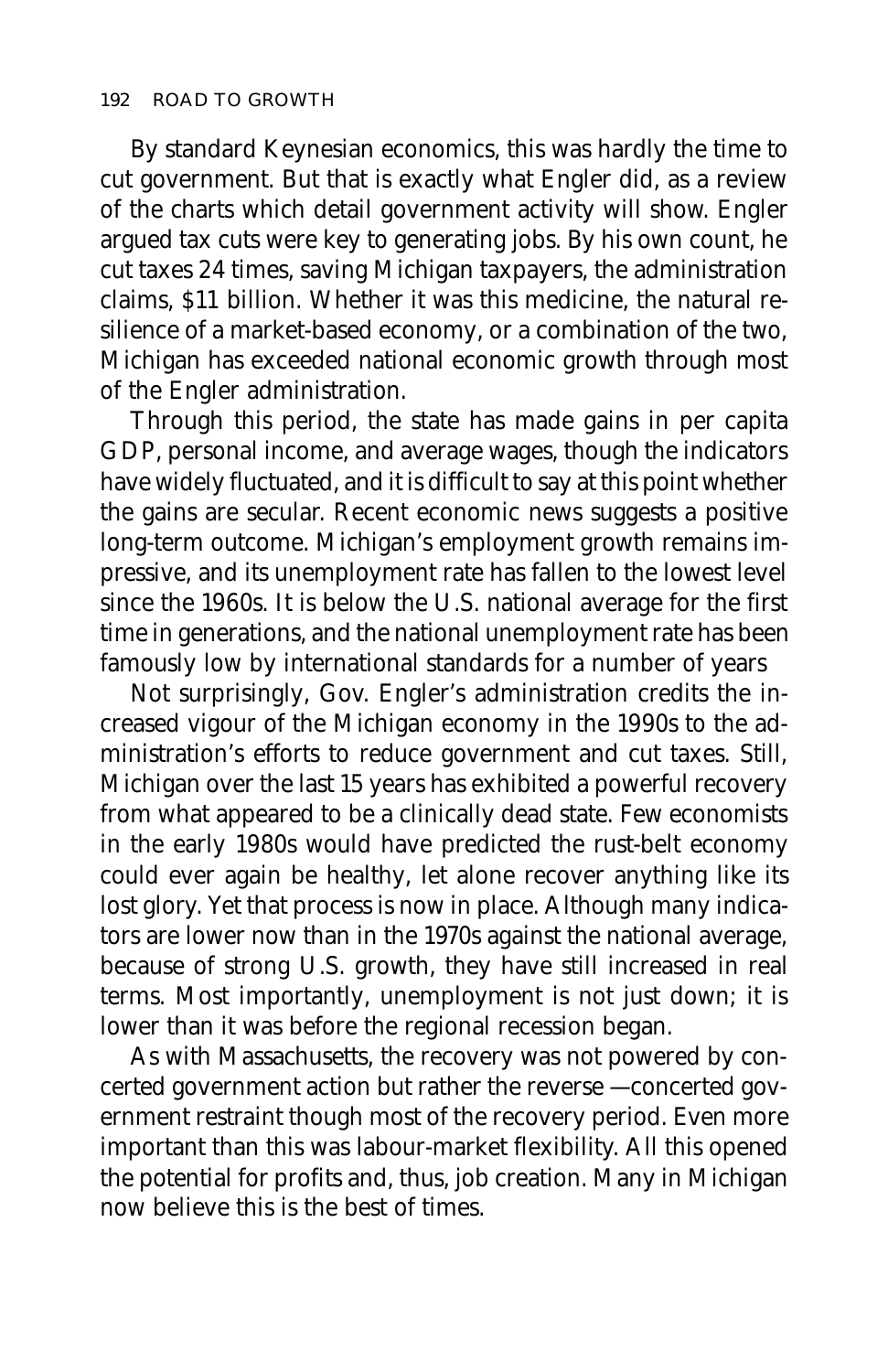By standard Keynesian economics, this was hardly the time to cut government. But that is exactly what Engler did, as a review of the charts which detail government activity will show. Engler argued tax cuts were key to generating jobs. By his own count, he cut taxes 24 times, saving Michigan taxpayers, the administration claims, $11 billion. Whether it was this medicine, the natural resilience of a market-based economy, or a combination of the two, Michigan has exceeded national economic growth through most of the Engler administration.

Through this period, the state has made gains in per capita GDP, personal income, and average wages, though the indicators have widely fluctuated, and it is difficult to say at this point whether the gains are secular. Recent economic news suggests a positive long-term outcome. Michigan's employment growth remains impressive, and its unemployment rate has fallen to the lowest level since the 1960s. It is below the U.S. national average for the first time in generations, and the national unemployment rate has been famously low by international standards for a number of years

Not surprisingly, Gov. Engler's administration credits the increased vigour of the Michigan economy in the 1990s to the administration's efforts to reduce government and cut taxes. Still, Michigan over the last 15 years has exhibited a powerful recovery from what appeared to be a clinically dead state. Few economists in the early 1980s would have predicted the rust-belt economy could ever again be healthy, let alone recover anything like its lost glory. Yet that process is now in place. Although many indicators are lower now than in the 1970s against the national average, because of strong U.S. growth, they have still increased in real terms. Most importantly, unemployment is not just down; it is lower than it was before the regional recession began.

As with Massachusetts, the recovery was not powered by concerted government action but rather the reverse —concerted government restraint though most of the recovery period. Even more important than this was labour-market flexibility. All this opened the potential for profits and, thus, job creation. Many in Michigan now believe this is the best of times.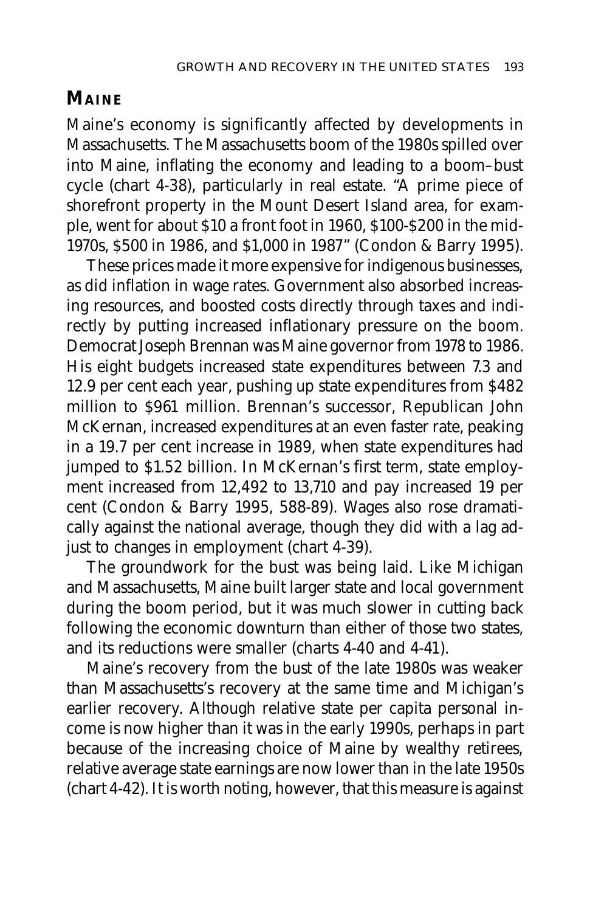## Maine

Maine's economy is significantly affected by developments in Massachusetts. The Massachusetts boom of the 1980s spilled over into Maine, inflating the economy and leading to a boom–bust cycle (chart 4-38), particularly in real estate. "A prime piece of shorefront property in the Mount Desert Island area, for example, went for about $10 a front foot in 1960, $100-$200 in the mid-1970s, $500 in 1986, and $1,000 in 1987" (Condon & Barry 1995).

These prices made it more expensive for indigenous businesses, as did inflation in wage rates. Government also absorbed increasing resources, and boosted costs directly through taxes and indirectly by putting increased inflationary pressure on the boom. Democrat Joseph Brennan was Maine governor from 1978 to 1986. His eight budgets increased state expenditures between 7.3 and 12.9 per cent each year, pushing up state expenditures from $482 million to $961 million. Brennan's successor, Republican John McKernan, increased expenditures at an even faster rate, peaking in a 19.7 per cent increase in 1989, when state expenditures had jumped to $1.52 billion. In McKernan's first term, state employment increased from 12,492 to 13,710 and pay increased 19 per cent (Condon & Barry 1995, 588-89). Wages also rose dramatically against the national average, though they did with a lag adjust to changes in employment (chart 4-39).

The groundwork for the bust was being laid. Like Michigan and Massachusetts, Maine built larger state and local government during the boom period, but it was much slower in cutting back following the economic downturn than either of those two states, and its reductions were smaller (charts 4-40 and 4-41).

Maine's recovery from the bust of the late 1980s was weaker than Massachusetts's recovery at the same time and Michigan's earlier recovery. Although relative state per capita personal income is now higher than it was in the early 1990s, perhaps in part because of the increasing choice of Maine by wealthy retirees, relative average state earnings are now lower than in the late 1950s (chart 4-42). It is worth noting, however, that this measure is against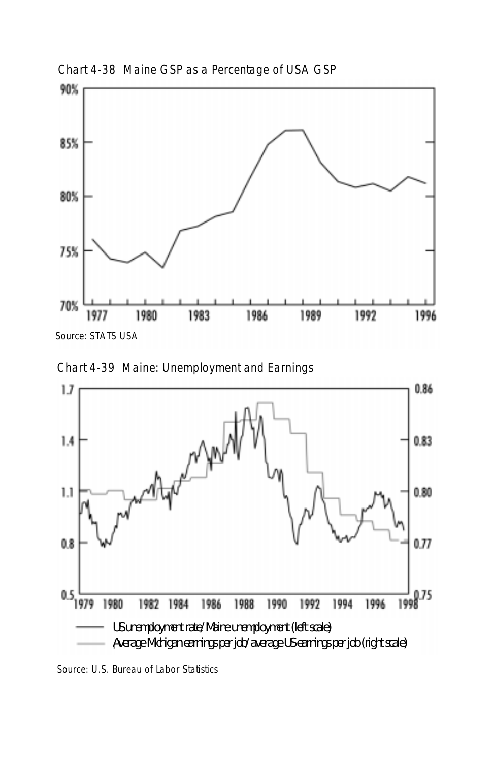Chart 4-38 Maine GSP as a Percentage of USA GSP

Source: STATS USA

Chart 4-39 Maine: Unemployment and Earnings

US unemployment rate/Maine unemployment (left scale)

Average Michigan earnings per job/average US earnings per job (right scale)

Source: U.S. Bureau of Labor Statistics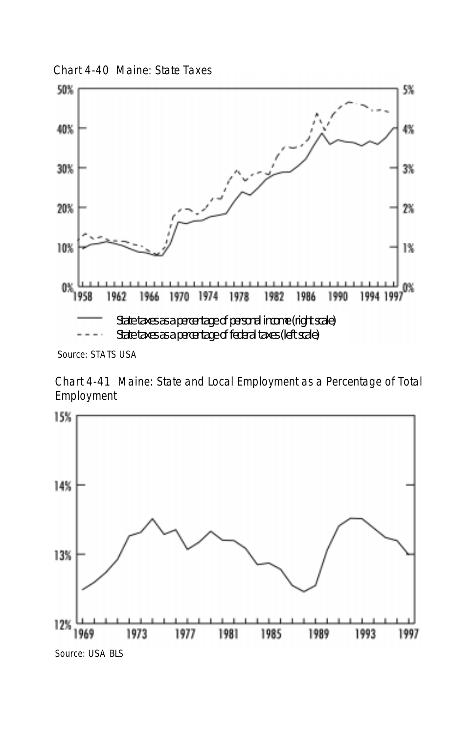Chart 4-40 Maine: State Taxes

50% 5%

40% 4%

30% 3%

20% 2%

10% 1%

0% 0%

1958 1962 1966 1970 1974 1978 1982 1986 1990 1994 1997

State taxes as a percentage of personal income (right scale)

State taxes as a percentage of federal taxes (left scale)

Source: STATS USA

Chart 4-41 Maine: State and Local Employment as a Percentage of Total Employment

15%

14%

13%

12%

1969 1973 1977 1981 1985 1989 1993 1997

Source: USA BLS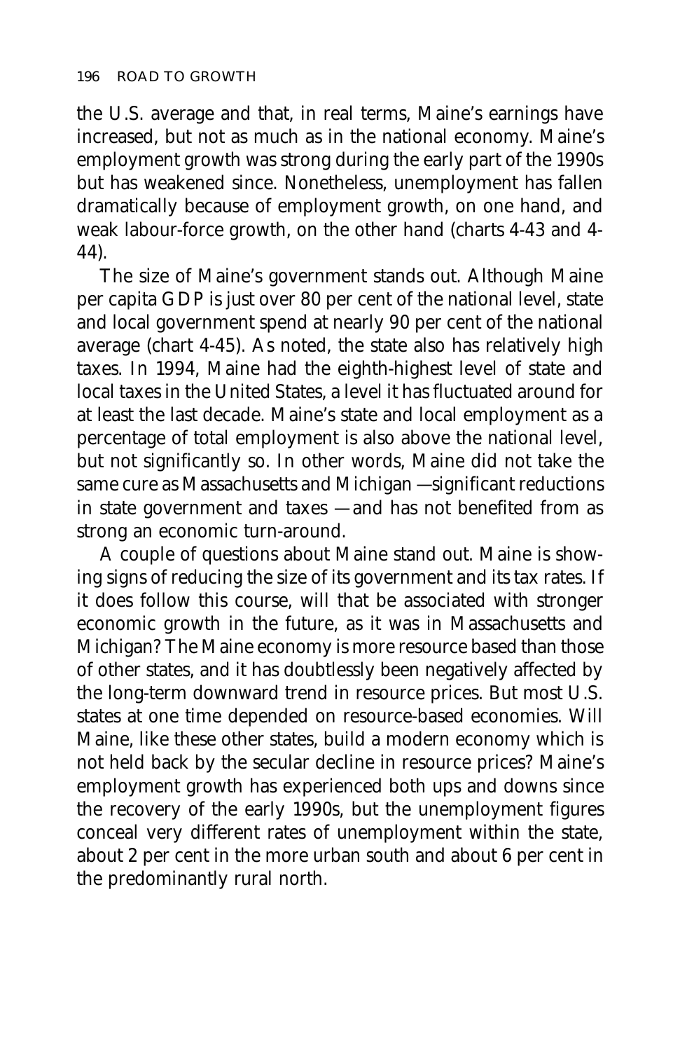the U.S. average and that, in real terms, Maine's earnings have increased, but not as much as in the national economy. Maine's employment growth was strong during the early part of the 1990s but has weakened since. Nonetheless, unemployment has fallen dramatically because of employment growth, on one hand, and weak labour-force growth, on the other hand (charts 4-43 and 4-44).

The size of Maine's government stands out. Although Maine per capita GDP is just over 80 per cent of the national level, state and local government spend at nearly 90 per cent of the national average (chart 4-45). As noted, the state also has relatively high taxes. In 1994, Maine had the eighth-highest level of state and local taxes in the United States, a level it has fluctuated around for at least the last decade. Maine's state and local employment as a percentage of total employment is also above the national level, but not significantly so. In other words, Maine did not take the same cure as Massachusetts and Michigan —significant reductions in state government and taxes —and has not benefited from as strong an economic turn-around.

A couple of questions about Maine stand out. Maine is showing signs of reducing the size of its government and its tax rates. If it does follow this course, will that be associated with stronger economic growth in the future, as it was in Massachusetts and Michigan? The Maine economy is more resource based than those of other states, and it has doubtlessly been negatively affected by the long-term downward trend in resource prices. But most U.S. states at one time depended on resource-based economies. Will Maine, like these other states, build a modern economy which is not held back by the secular decline in resource prices? Maine's employment growth has experienced both ups and downs since the recovery of the early 1990s, but the unemployment figures conceal very different rates of unemployment within the state, about 2 per cent in the more urban south and about 6 per cent in the predominantly rural north.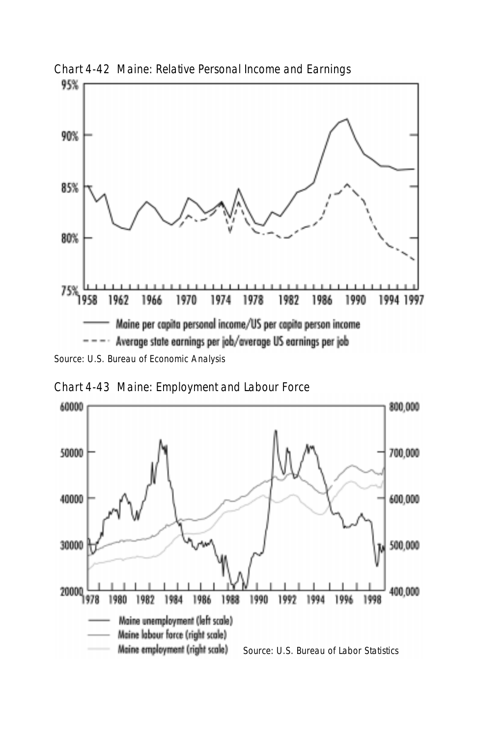Chart 4-42 Maine: Relative Personal Income and Earnings

Source: U.S. Bureau of Economic Analysis

Chart 4-43 Maine: Employment and Labour Force

Source: U.S. Bureau of Labor Statistics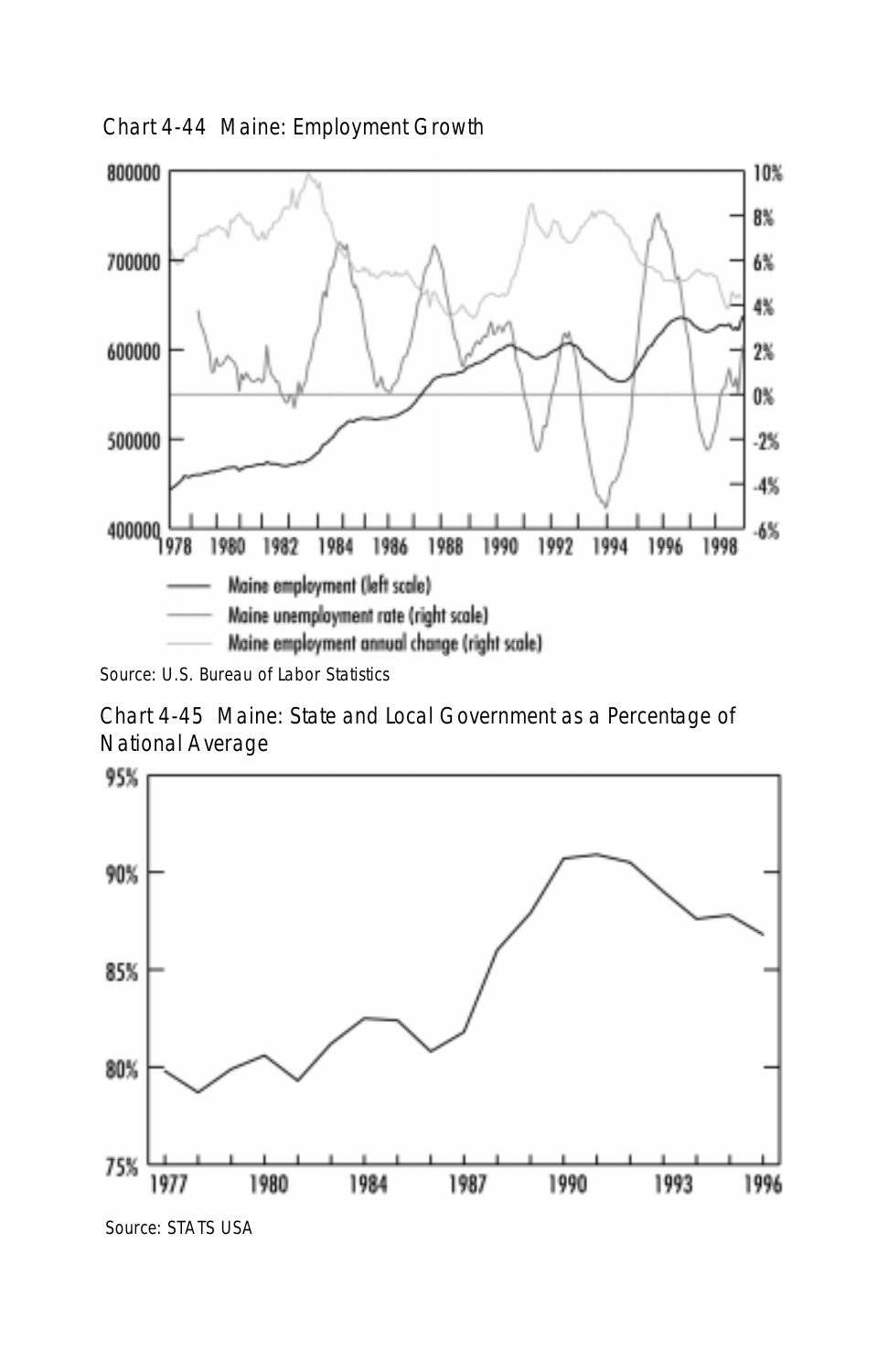Chart 4-44 Maine: Employment Growth

Source: U.S. Bureau of Labor Statistics

Chart 4-45 Maine: State and Local Government as a Percentage of National Average

Source: STATS USA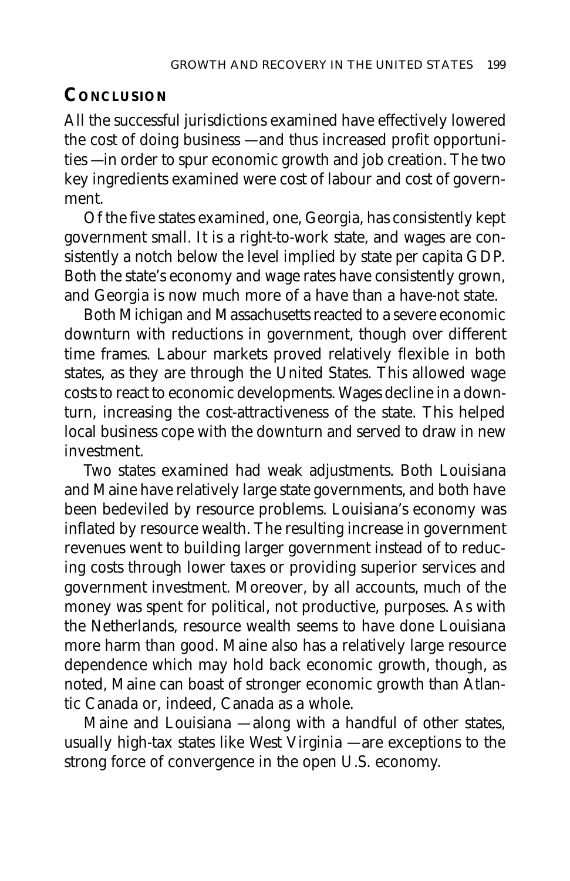## Conclusion

All the successful jurisdictions examined have effectively lowered the cost of doing business—and thus increased profit opportunities—in order to spur economic growth and job creation. The two key ingredients examined were cost of labour and cost of government.

Of the five states examined, one, Georgia, has consistently kept government small. It is a right-to-work state, and wages are consistently a notch below the level implied by state per capita GDP. Both the state's economy and wage rates have consistently grown, and Georgia is now much more of a have than a have-not state.

Both Michigan and Massachusetts reacted to a severe economic downturn with reductions in government, though over different time frames. Labour markets proved relatively flexible in both states, as they are through the United States. This allowed wage costs to react to economic developments. Wages decline in a downturn, increasing the cost-attractiveness of the state. This helped local business cope with the downturn and served to draw in new investment.

Two states examined had weak adjustments. Both Louisiana and Maine have relatively large state governments, and both have been bedeviled by resource problems. Louisiana's economy was inflated by resource wealth. The resulting increase in government revenues went to building larger government instead of to reducing costs through lower taxes or providing superior services and government investment. Moreover, by all accounts, much of the money was spent for political, not productive, purposes. As with the Netherlands, resource wealth seems to have done Louisiana more harm than good. Maine also has a relatively large resource dependence which may hold back economic growth, though, as noted, Maine can boast of stronger economic growth than Atlantic Canada or, indeed, Canada as a whole.

Maine and Louisiana—along with a handful of other states, usually high-tax states like West Virginia—are exceptions to the strong force of convergence in the open U.S. economy.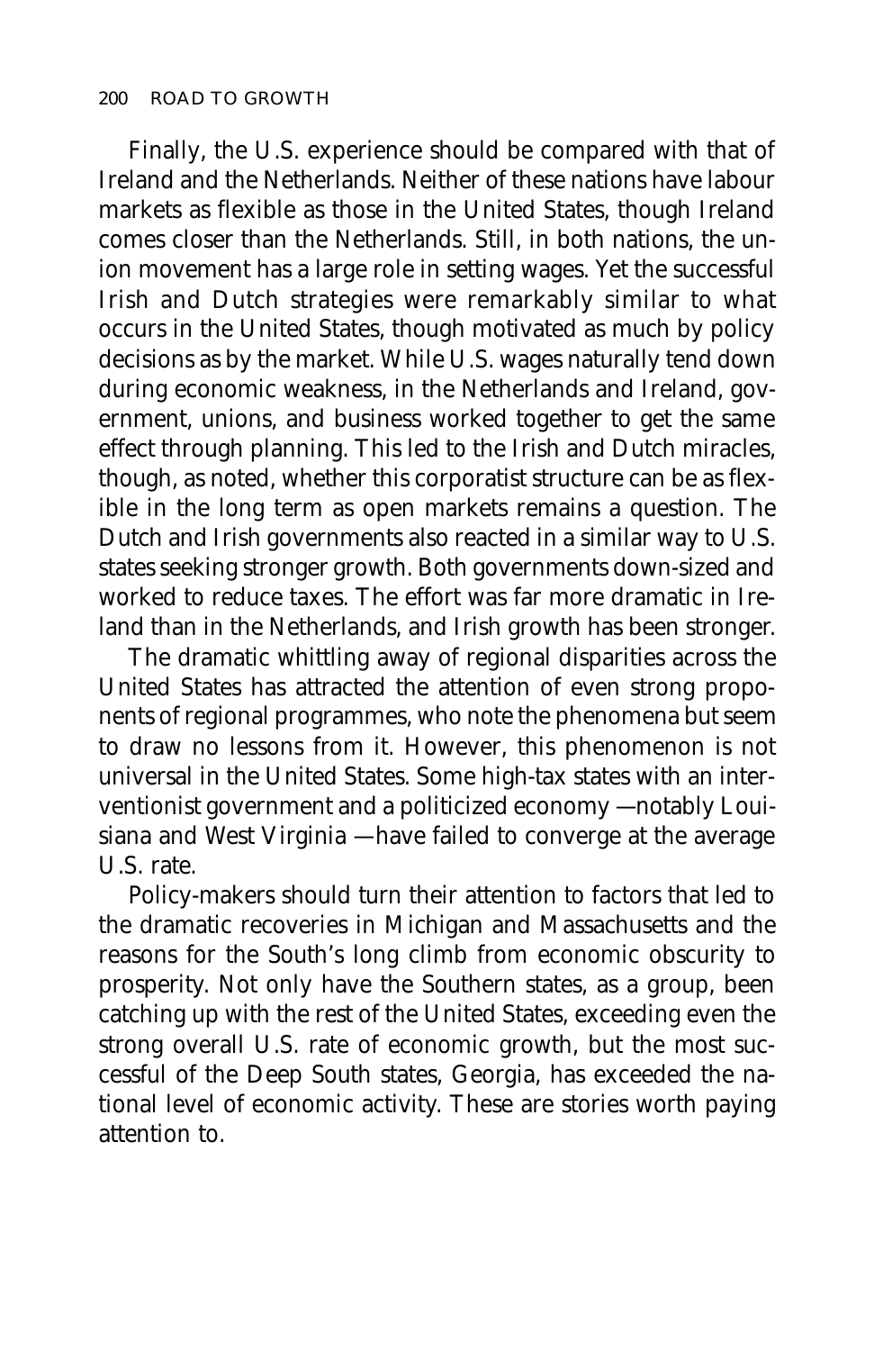Finally, the U.S. experience should be compared with that of Ireland and the Netherlands. Neither of these nations have labour markets as flexible as those in the United States, though Ireland comes closer than the Netherlands. Still, in both nations, the union movement has a large role in setting wages. Yet the successful Irish and Dutch strategies were remarkably similar to what occurs in the United States, though motivated as much by policy decisions as by the market. While U.S. wages naturally tend down during economic weakness, in the Netherlands and Ireland, government, unions, and business worked together to get the same effect through planning. This led to the Irish and Dutch miracles, though, as noted, whether this corporatist structure can be as flexible in the long term as open markets remains a question. The Dutch and Irish governments also reacted in a similar way to U.S. states seeking stronger growth. Both governments down-sized and worked to reduce taxes. The effort was far more dramatic in Ireland than in the Netherlands, and Irish growth has been stronger.

The dramatic whittling away of regional disparities across the United States has attracted the attention of even strong proponents of regional programmes, who note the phenomena but seem to draw no lessons from it. However, this phenomenon is not universal in the United States. Some high-tax states with an interventionist government and a politicized economy —notably Louisiana and West Virginia —have failed to converge at the average U.S. rate.

Policy-makers should turn their attention to factors that led to the dramatic recoveries in Michigan and Massachusetts and the reasons for the South's long climb from economic obscurity to prosperity. Not only have the Southern states, as a group, been catching up with the rest of the United States, exceeding even the strong overall U.S. rate of economic growth, but the most successful of the Deep South states, Georgia, has exceeded the national level of economic activity. These are stories worth paying attention to.